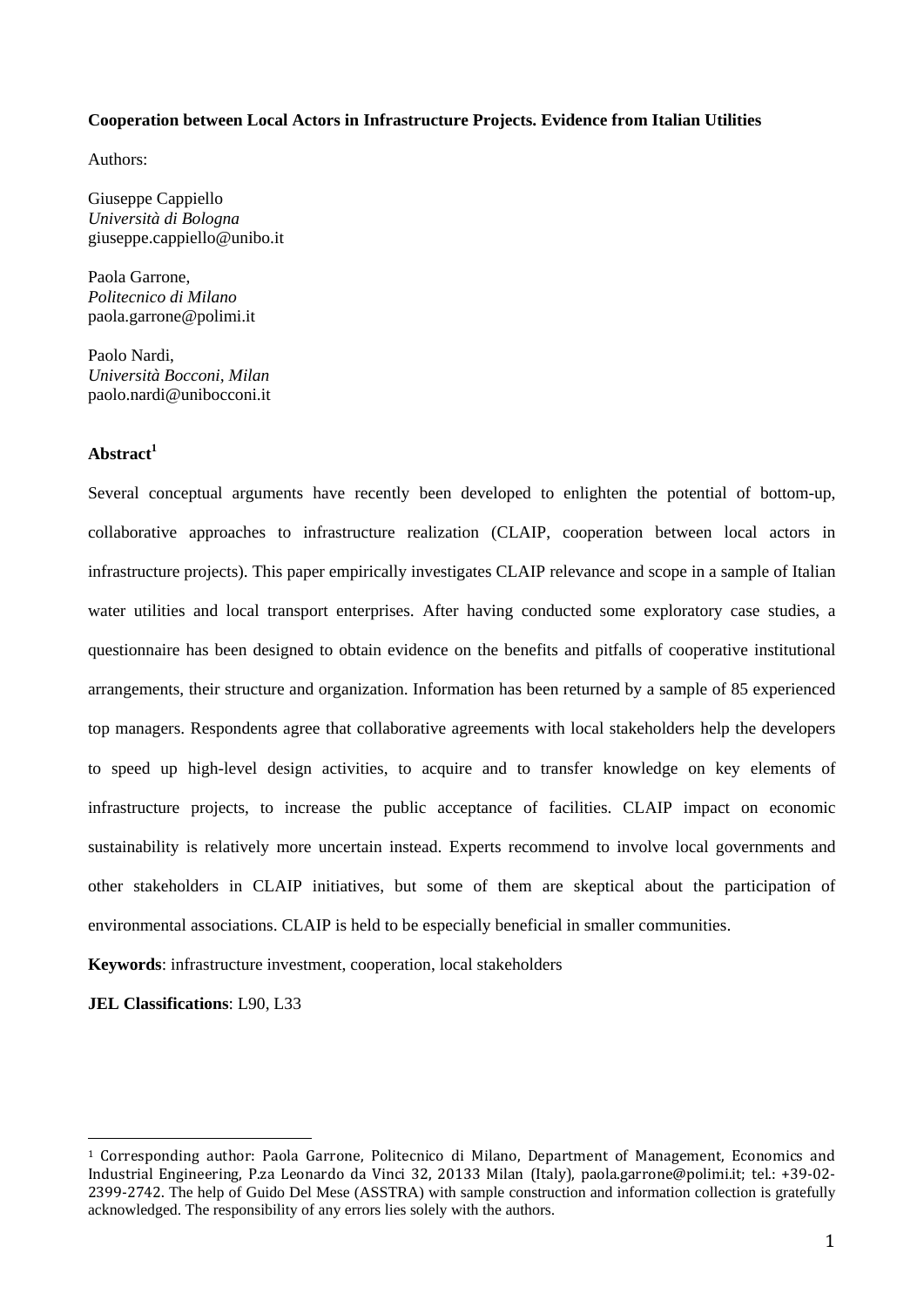**Cooperation between Local Actors in Infrastructure Projects. Evidence from Italian Utilities**

Authors:

Giuseppe Cappiello
*Università di Bologna*
giuseppe.cappiello@unibo.it

Paola Garrone,
*Politecnico di Milano*
paola.garrone@polimi.it

Paolo Nardi,
*Università Bocconi, Milan*
paolo.nardi@unibocconi.it

**Abstract**[1]

Several conceptual arguments have recently been developed to enlighten the potential of bottom-up, collaborative approaches to infrastructure realization (CLAIP, cooperation between local actors in infrastructure projects). This paper empirically investigates CLAIP relevance and scope in a sample of Italian water utilities and local transport enterprises. After having conducted some exploratory case studies, a questionnaire has been designed to obtain evidence on the benefits and pitfalls of cooperative institutional arrangements, their structure and organization. Information has been returned by a sample of 85 experienced top managers. Respondents agree that collaborative agreements with local stakeholders help the developers to speed up high-level design activities, to acquire and to transfer knowledge on key elements of infrastructure projects, to increase the public acceptance of facilities. CLAIP impact on economic sustainability is relatively more uncertain instead. Experts recommend to involve local governments and other stakeholders in CLAIP initiatives, but some of them are skeptical about the participation of environmental associations. CLAIP is held to be especially beneficial in smaller communities.

**Keywords**: infrastructure investment, cooperation, local stakeholders

**JEL Classifications**: L90, L33

---

[1] Corresponding author: Paola Garrone, Politecnico di Milano, Department of Management, Economics and Industrial Engineering, P.za Leonardo da Vinci 32, 20133 Milan (Italy), paola.garrone@polimi.it; tel.: +39-02-2399-2742. The help of Guido Del Mese (ASSTRA) with sample construction and information collection is gratefully acknowledged. The responsibility of any errors lies solely with the authors.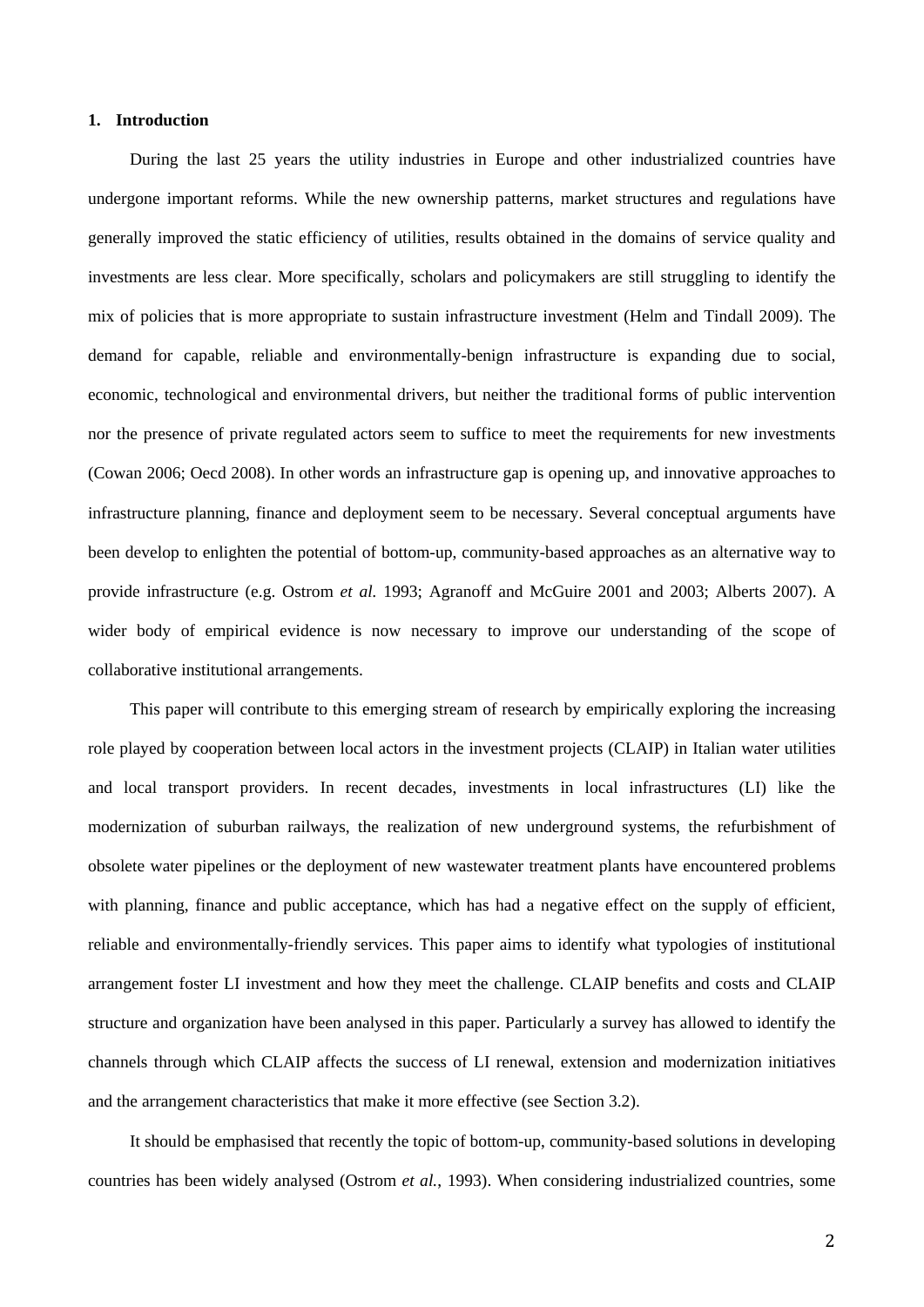## 1. Introduction

During the last 25 years the utility industries in Europe and other industrialized countries have undergone important reforms. While the new ownership patterns, market structures and regulations have generally improved the static efficiency of utilities, results obtained in the domains of service quality and investments are less clear. More specifically, scholars and policymakers are still struggling to identify the mix of policies that is more appropriate to sustain infrastructure investment (Helm and Tindall 2009). The demand for capable, reliable and environmentally-benign infrastructure is expanding due to social, economic, technological and environmental drivers, but neither the traditional forms of public intervention nor the presence of private regulated actors seem to suffice to meet the requirements for new investments (Cowan 2006; Oecd 2008). In other words an infrastructure gap is opening up, and innovative approaches to infrastructure planning, finance and deployment seem to be necessary. Several conceptual arguments have been develop to enlighten the potential of bottom-up, community-based approaches as an alternative way to provide infrastructure (e.g. Ostrom *et al.* 1993; Agranoff and McGuire 2001 and 2003; Alberts 2007). A wider body of empirical evidence is now necessary to improve our understanding of the scope of collaborative institutional arrangements.

This paper will contribute to this emerging stream of research by empirically exploring the increasing role played by cooperation between local actors in the investment projects (CLAIP) in Italian water utilities and local transport providers. In recent decades, investments in local infrastructures (LI) like the modernization of suburban railways, the realization of new underground systems, the refurbishment of obsolete water pipelines or the deployment of new wastewater treatment plants have encountered problems with planning, finance and public acceptance, which has had a negative effect on the supply of efficient, reliable and environmentally-friendly services. This paper aims to identify what typologies of institutional arrangement foster LI investment and how they meet the challenge. CLAIP benefits and costs and CLAIP structure and organization have been analysed in this paper. Particularly a survey has allowed to identify the channels through which CLAIP affects the success of LI renewal, extension and modernization initiatives and the arrangement characteristics that make it more effective (see Section 3.2).

It should be emphasised that recently the topic of bottom-up, community-based solutions in developing countries has been widely analysed (Ostrom *et al.*, 1993). When considering industrialized countries, some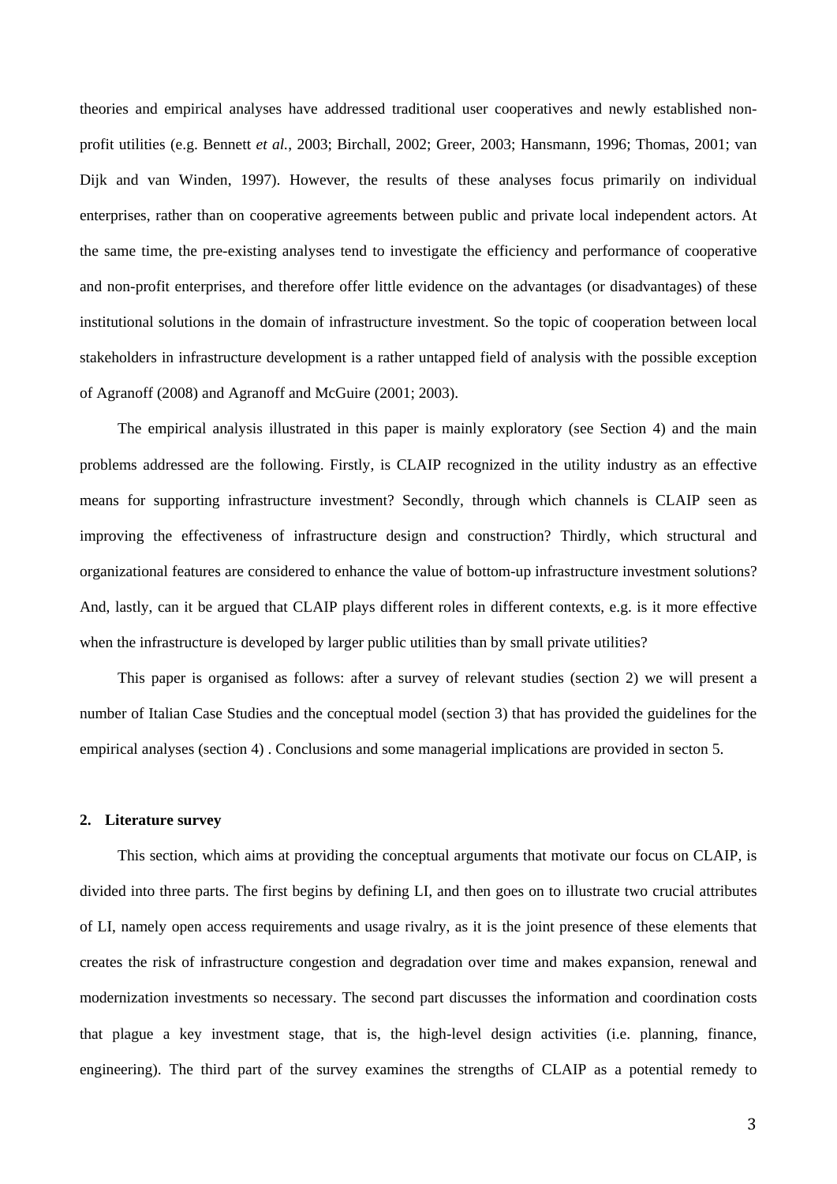theories and empirical analyses have addressed traditional user cooperatives and newly established non-profit utilities (e.g. Bennett *et al.*, 2003; Birchall, 2002; Greer, 2003; Hansmann, 1996; Thomas, 2001; van Dijk and van Winden, 1997). However, the results of these analyses focus primarily on individual enterprises, rather than on cooperative agreements between public and private local independent actors. At the same time, the pre-existing analyses tend to investigate the efficiency and performance of cooperative and non-profit enterprises, and therefore offer little evidence on the advantages (or disadvantages) of these institutional solutions in the domain of infrastructure investment. So the topic of cooperation between local stakeholders in infrastructure development is a rather untapped field of analysis with the possible exception of Agranoff (2008) and Agranoff and McGuire (2001; 2003).

The empirical analysis illustrated in this paper is mainly exploratory (see Section 4) and the main problems addressed are the following. Firstly, is CLAIP recognized in the utility industry as an effective means for supporting infrastructure investment? Secondly, through which channels is CLAIP seen as improving the effectiveness of infrastructure design and construction? Thirdly, which structural and organizational features are considered to enhance the value of bottom-up infrastructure investment solutions? And, lastly, can it be argued that CLAIP plays different roles in different contexts, e.g. is it more effective when the infrastructure is developed by larger public utilities than by small private utilities?

This paper is organised as follows: after a survey of relevant studies (section 2) we will present a number of Italian Case Studies and the conceptual model (section 3) that has provided the guidelines for the empirical analyses (section 4) . Conclusions and some managerial implications are provided in secton 5.

## 2. Literature survey

This section, which aims at providing the conceptual arguments that motivate our focus on CLAIP, is divided into three parts. The first begins by defining LI, and then goes on to illustrate two crucial attributes of LI, namely open access requirements and usage rivalry, as it is the joint presence of these elements that creates the risk of infrastructure congestion and degradation over time and makes expansion, renewal and modernization investments so necessary. The second part discusses the information and coordination costs that plague a key investment stage, that is, the high-level design activities (i.e. planning, finance, engineering). The third part of the survey examines the strengths of CLAIP as a potential remedy to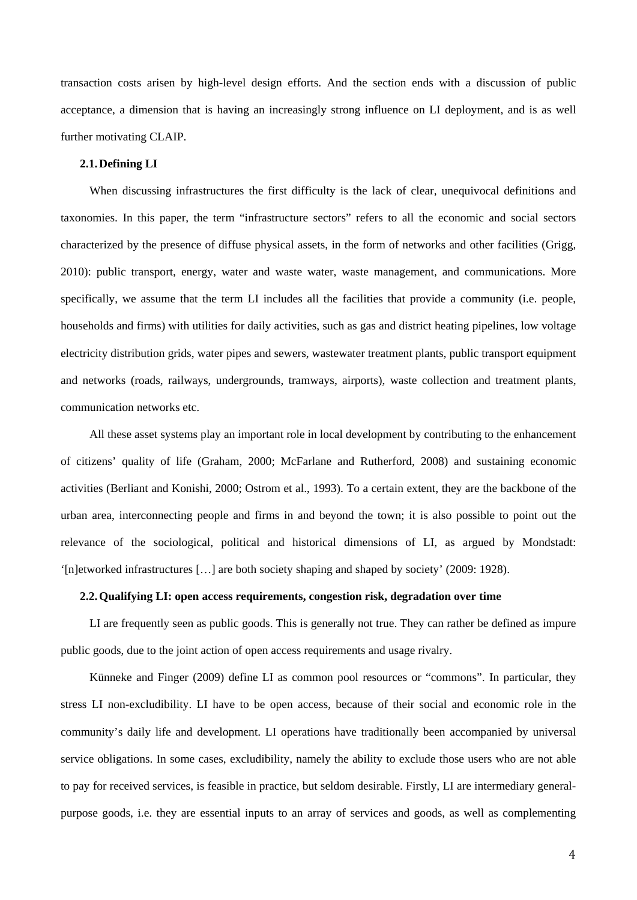transaction costs arisen by high-level design efforts. And the section ends with a discussion of public acceptance, a dimension that is having an increasingly strong influence on LI deployment, and is as well further motivating CLAIP.

### 2.1. Defining LI

When discussing infrastructures the first difficulty is the lack of clear, unequivocal definitions and taxonomies. In this paper, the term "infrastructure sectors" refers to all the economic and social sectors characterized by the presence of diffuse physical assets, in the form of networks and other facilities (Grigg, 2010): public transport, energy, water and waste water, waste management, and communications. More specifically, we assume that the term LI includes all the facilities that provide a community (i.e. people, households and firms) with utilities for daily activities, such as gas and district heating pipelines, low voltage electricity distribution grids, water pipes and sewers, wastewater treatment plants, public transport equipment and networks (roads, railways, undergrounds, tramways, airports), waste collection and treatment plants, communication networks etc.

All these asset systems play an important role in local development by contributing to the enhancement of citizens' quality of life (Graham, 2000; McFarlane and Rutherford, 2008) and sustaining economic activities (Berliant and Konishi, 2000; Ostrom et al., 1993). To a certain extent, they are the backbone of the urban area, interconnecting people and firms in and beyond the town; it is also possible to point out the relevance of the sociological, political and historical dimensions of LI, as argued by Mondstadt: '[n]etworked infrastructures […] are both society shaping and shaped by society' (2009: 1928).

### 2.2. Qualifying LI: open access requirements, congestion risk, degradation over time

LI are frequently seen as public goods. This is generally not true. They can rather be defined as impure public goods, due to the joint action of open access requirements and usage rivalry.

Künneke and Finger (2009) define LI as common pool resources or "commons". In particular, they stress LI non-excludibility. LI have to be open access, because of their social and economic role in the community's daily life and development. LI operations have traditionally been accompanied by universal service obligations. In some cases, excludibility, namely the ability to exclude those users who are not able to pay for received services, is feasible in practice, but seldom desirable. Firstly, LI are intermediary general-purpose goods, i.e. they are essential inputs to an array of services and goods, as well as complementing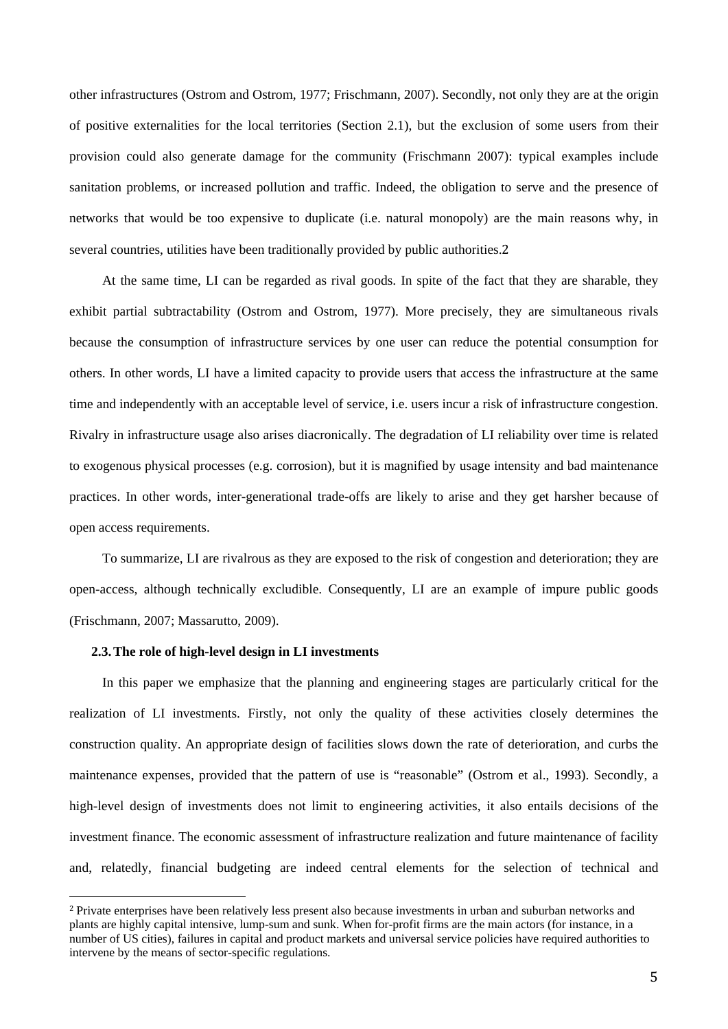other infrastructures (Ostrom and Ostrom, 1977; Frischmann, 2007). Secondly, not only they are at the origin of positive externalities for the local territories (Section 2.1), but the exclusion of some users from their provision could also generate damage for the community (Frischmann 2007): typical examples include sanitation problems, or increased pollution and traffic. Indeed, the obligation to serve and the presence of networks that would be too expensive to duplicate (i.e. natural monopoly) are the main reasons why, in several countries, utilities have been traditionally provided by public authorities.[2]

At the same time, LI can be regarded as rival goods. In spite of the fact that they are sharable, they exhibit partial subtractability (Ostrom and Ostrom, 1977). More precisely, they are simultaneous rivals because the consumption of infrastructure services by one user can reduce the potential consumption for others. In other words, LI have a limited capacity to provide users that access the infrastructure at the same time and independently with an acceptable level of service, i.e. users incur a risk of infrastructure congestion. Rivalry in infrastructure usage also arises diacronically. The degradation of LI reliability over time is related to exogenous physical processes (e.g. corrosion), but it is magnified by usage intensity and bad maintenance practices. In other words, inter-generational trade-offs are likely to arise and they get harsher because of open access requirements.

To summarize, LI are rivalrous as they are exposed to the risk of congestion and deterioration; they are open-access, although technically excludible. Consequently, LI are an example of impure public goods (Frischmann, 2007; Massarutto, 2009).

### 2.3. The role of high-level design in LI investments

In this paper we emphasize that the planning and engineering stages are particularly critical for the realization of LI investments. Firstly, not only the quality of these activities closely determines the construction quality. An appropriate design of facilities slows down the rate of deterioration, and curbs the maintenance expenses, provided that the pattern of use is "reasonable" (Ostrom et al., 1993). Secondly, a high-level design of investments does not limit to engineering activities, it also entails decisions of the investment finance. The economic assessment of infrastructure realization and future maintenance of facility and, relatedly, financial budgeting are indeed central elements for the selection of technical and

---

[2] Private enterprises have been relatively less present also because investments in urban and suburban networks and plants are highly capital intensive, lump-sum and sunk. When for-profit firms are the main actors (for instance, in a number of US cities), failures in capital and product markets and universal service policies have required authorities to intervene by the means of sector-specific regulations.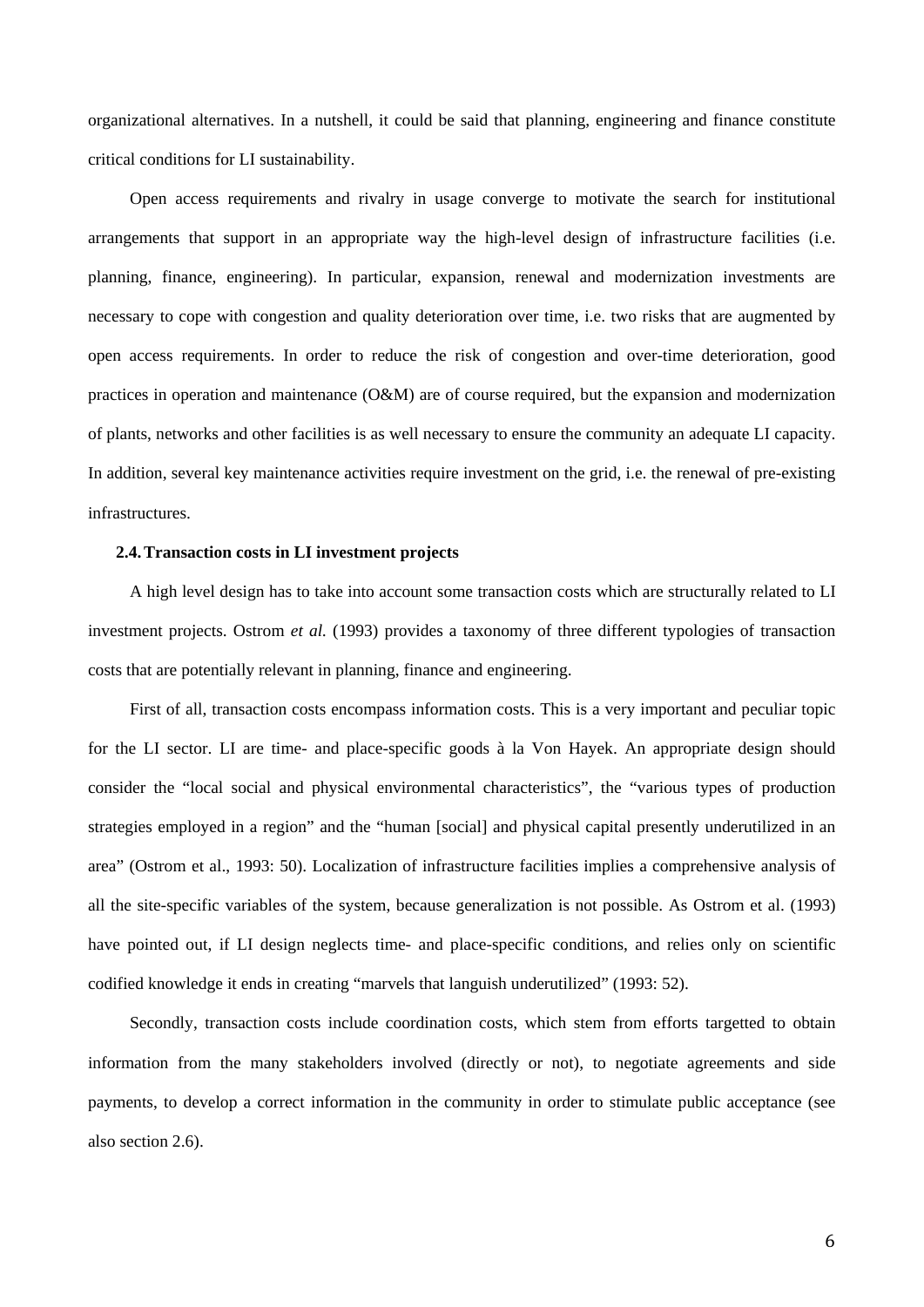organizational alternatives. In a nutshell, it could be said that planning, engineering and finance constitute critical conditions for LI sustainability.

Open access requirements and rivalry in usage converge to motivate the search for institutional arrangements that support in an appropriate way the high-level design of infrastructure facilities (i.e. planning, finance, engineering). In particular, expansion, renewal and modernization investments are necessary to cope with congestion and quality deterioration over time, i.e. two risks that are augmented by open access requirements. In order to reduce the risk of congestion and over-time deterioration, good practices in operation and maintenance (O&M) are of course required, but the expansion and modernization of plants, networks and other facilities is as well necessary to ensure the community an adequate LI capacity. In addition, several key maintenance activities require investment on the grid, i.e. the renewal of pre-existing infrastructures.

### 2.4. Transaction costs in LI investment projects

A high level design has to take into account some transaction costs which are structurally related to LI investment projects. Ostrom *et al.* (1993) provides a taxonomy of three different typologies of transaction costs that are potentially relevant in planning, finance and engineering.

First of all, transaction costs encompass information costs. This is a very important and peculiar topic for the LI sector. LI are time- and place-specific goods à la Von Hayek. An appropriate design should consider the "local social and physical environmental characteristics", the "various types of production strategies employed in a region" and the "human [social] and physical capital presently underutilized in an area" (Ostrom et al., 1993: 50). Localization of infrastructure facilities implies a comprehensive analysis of all the site-specific variables of the system, because generalization is not possible. As Ostrom et al. (1993) have pointed out, if LI design neglects time- and place-specific conditions, and relies only on scientific codified knowledge it ends in creating "marvels that languish underutilized" (1993: 52).

Secondly, transaction costs include coordination costs, which stem from efforts targetted to obtain information from the many stakeholders involved (directly or not), to negotiate agreements and side payments, to develop a correct information in the community in order to stimulate public acceptance (see also section 2.6).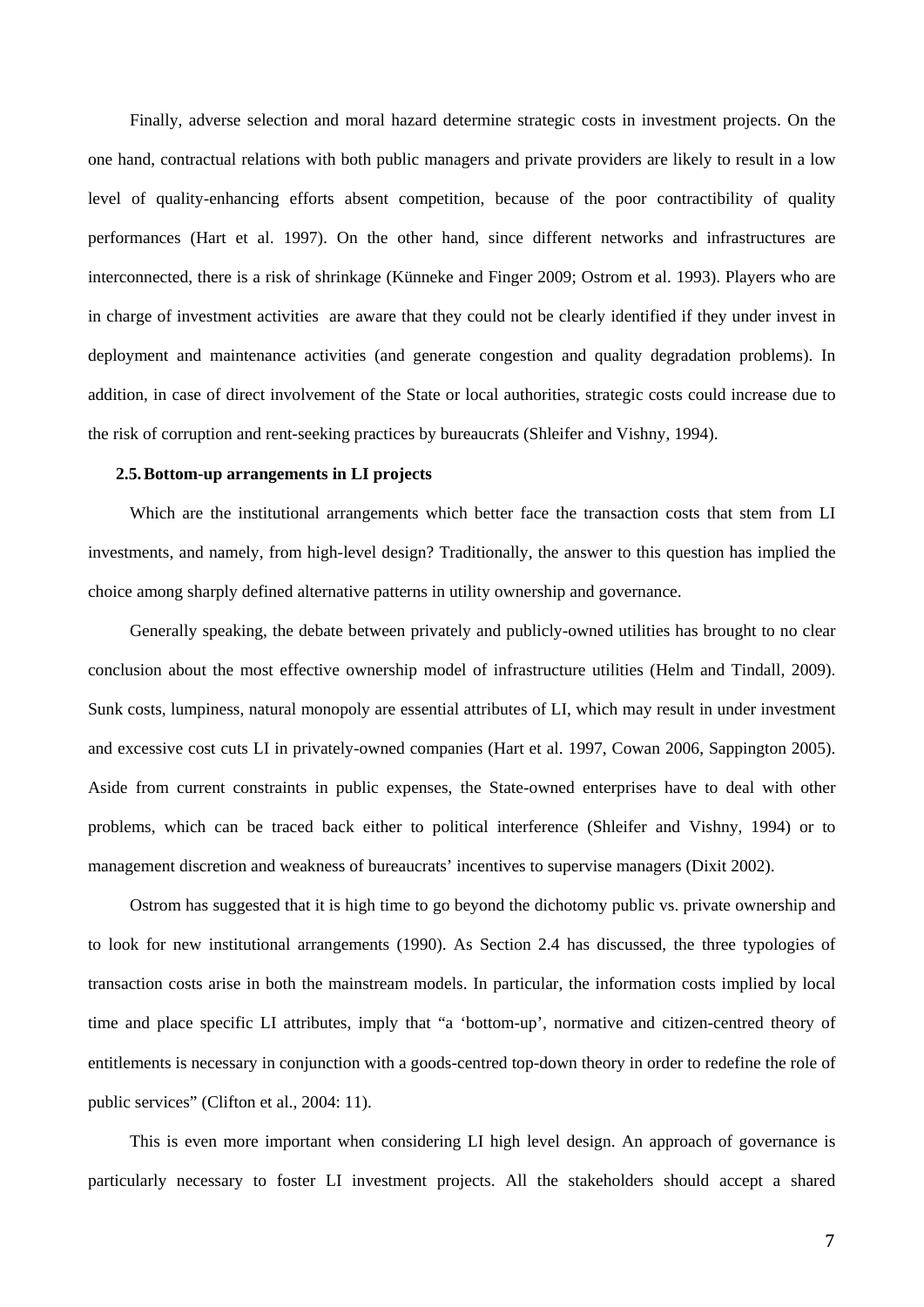Finally, adverse selection and moral hazard determine strategic costs in investment projects. On the one hand, contractual relations with both public managers and private providers are likely to result in a low level of quality-enhancing efforts absent competition, because of the poor contractibility of quality performances (Hart et al. 1997). On the other hand, since different networks and infrastructures are interconnected, there is a risk of shrinkage (Künneke and Finger 2009; Ostrom et al. 1993). Players who are in charge of investment activities are aware that they could not be clearly identified if they under invest in deployment and maintenance activities (and generate congestion and quality degradation problems). In addition, in case of direct involvement of the State or local authorities, strategic costs could increase due to the risk of corruption and rent-seeking practices by bureaucrats (Shleifer and Vishny, 1994).

### 2.5. Bottom-up arrangements in LI projects

Which are the institutional arrangements which better face the transaction costs that stem from LI investments, and namely, from high-level design? Traditionally, the answer to this question has implied the choice among sharply defined alternative patterns in utility ownership and governance.

Generally speaking, the debate between privately and publicly-owned utilities has brought to no clear conclusion about the most effective ownership model of infrastructure utilities (Helm and Tindall, 2009). Sunk costs, lumpiness, natural monopoly are essential attributes of LI, which may result in under investment and excessive cost cuts LI in privately-owned companies (Hart et al. 1997, Cowan 2006, Sappington 2005). Aside from current constraints in public expenses, the State-owned enterprises have to deal with other problems, which can be traced back either to political interference (Shleifer and Vishny, 1994) or to management discretion and weakness of bureaucrats' incentives to supervise managers (Dixit 2002).

Ostrom has suggested that it is high time to go beyond the dichotomy public vs. private ownership and to look for new institutional arrangements (1990). As Section 2.4 has discussed, the three typologies of transaction costs arise in both the mainstream models. In particular, the information costs implied by local time and place specific LI attributes, imply that "a 'bottom-up', normative and citizen-centred theory of entitlements is necessary in conjunction with a goods-centred top-down theory in order to redefine the role of public services" (Clifton et al., 2004: 11).

This is even more important when considering LI high level design. An approach of governance is particularly necessary to foster LI investment projects. All the stakeholders should accept a shared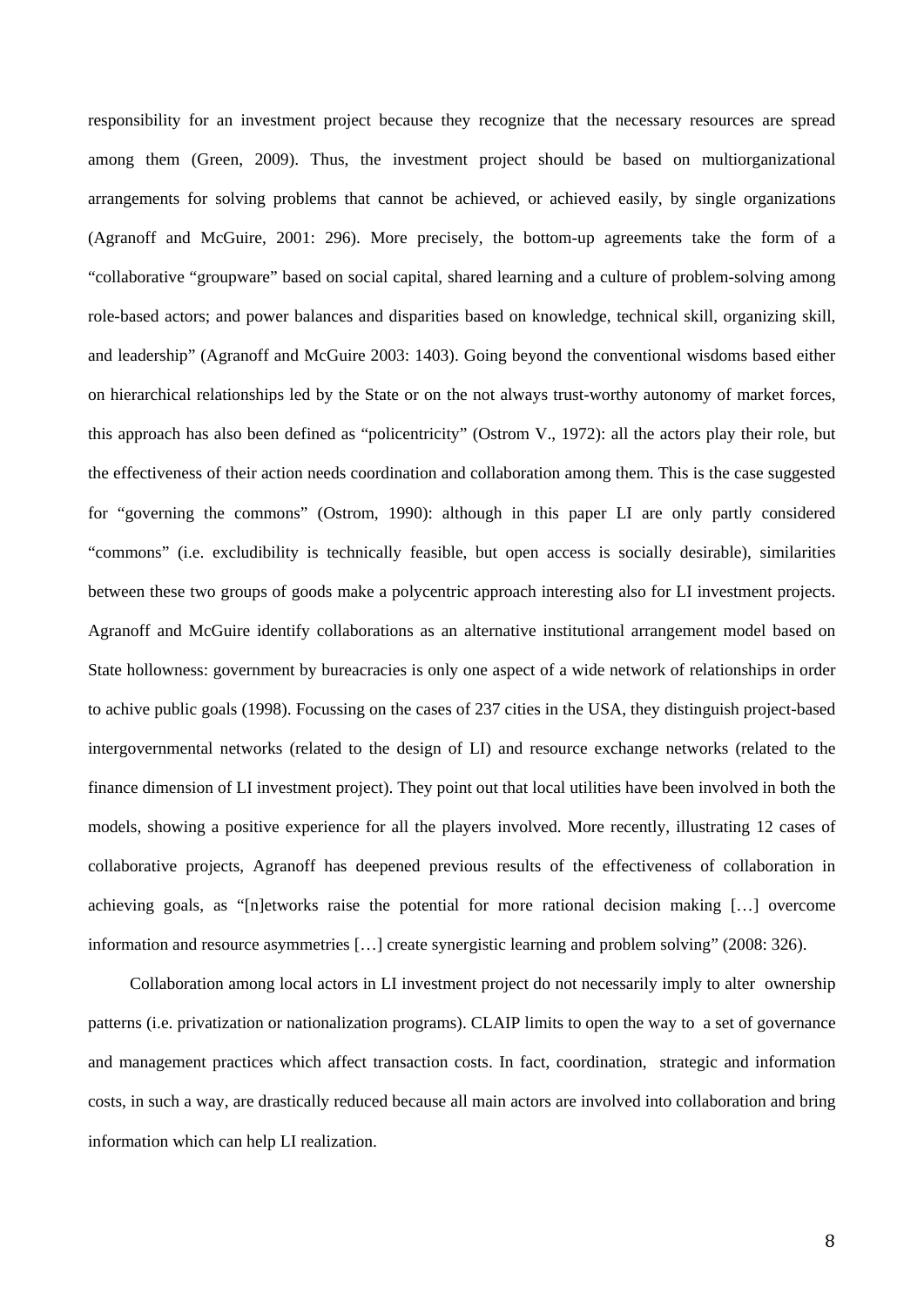responsibility for an investment project because they recognize that the necessary resources are spread among them (Green, 2009). Thus, the investment project should be based on multiorganizational arrangements for solving problems that cannot be achieved, or achieved easily, by single organizations (Agranoff and McGuire, 2001: 296). More precisely, the bottom-up agreements take the form of a "collaborative "groupware" based on social capital, shared learning and a culture of problem-solving among role-based actors; and power balances and disparities based on knowledge, technical skill, organizing skill, and leadership" (Agranoff and McGuire 2003: 1403). Going beyond the conventional wisdoms based either on hierarchical relationships led by the State or on the not always trust-worthy autonomy of market forces, this approach has also been defined as "policentricity" (Ostrom V., 1972): all the actors play their role, but the effectiveness of their action needs coordination and collaboration among them. This is the case suggested for "governing the commons" (Ostrom, 1990): although in this paper LI are only partly considered "commons" (i.e. excludibility is technically feasible, but open access is socially desirable), similarities between these two groups of goods make a polycentric approach interesting also for LI investment projects. Agranoff and McGuire identify collaborations as an alternative institutional arrangement model based on State hollowness: government by bureacracies is only one aspect of a wide network of relationships in order to achive public goals (1998). Focussing on the cases of 237 cities in the USA, they distinguish project-based intergovernmental networks (related to the design of LI) and resource exchange networks (related to the finance dimension of LI investment project). They point out that local utilities have been involved in both the models, showing a positive experience for all the players involved. More recently, illustrating 12 cases of collaborative projects, Agranoff has deepened previous results of the effectiveness of collaboration in achieving goals, as "[n]etworks raise the potential for more rational decision making […] overcome information and resource asymmetries […] create synergistic learning and problem solving" (2008: 326).

Collaboration among local actors in LI investment project do not necessarily imply to alter ownership patterns (i.e. privatization or nationalization programs). CLAIP limits to open the way to a set of governance and management practices which affect transaction costs. In fact, coordination, strategic and information costs, in such a way, are drastically reduced because all main actors are involved into collaboration and bring information which can help LI realization.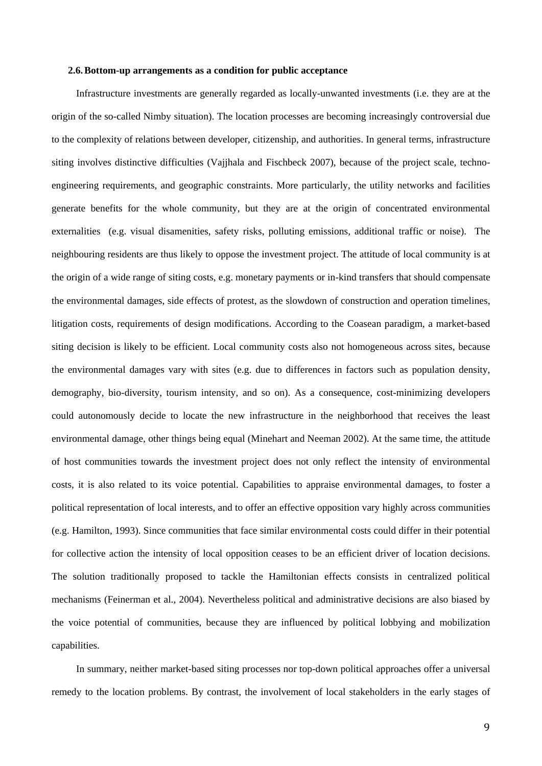### 2.6. Bottom-up arrangements as a condition for public acceptance

Infrastructure investments are generally regarded as locally-unwanted investments (i.e. they are at the origin of the so-called Nimby situation). The location processes are becoming increasingly controversial due to the complexity of relations between developer, citizenship, and authorities. In general terms, infrastructure siting involves distinctive difficulties (Vajjhala and Fischbeck 2007), because of the project scale, techno-engineering requirements, and geographic constraints. More particularly, the utility networks and facilities generate benefits for the whole community, but they are at the origin of concentrated environmental externalities (e.g. visual disamenities, safety risks, polluting emissions, additional traffic or noise). The neighbouring residents are thus likely to oppose the investment project. The attitude of local community is at the origin of a wide range of siting costs, e.g. monetary payments or in-kind transfers that should compensate the environmental damages, side effects of protest, as the slowdown of construction and operation timelines, litigation costs, requirements of design modifications. According to the Coasean paradigm, a market-based siting decision is likely to be efficient. Local community costs also not homogeneous across sites, because the environmental damages vary with sites (e.g. due to differences in factors such as population density, demography, bio-diversity, tourism intensity, and so on). As a consequence, cost-minimizing developers could autonomously decide to locate the new infrastructure in the neighborhood that receives the least environmental damage, other things being equal (Minehart and Neeman 2002). At the same time, the attitude of host communities towards the investment project does not only reflect the intensity of environmental costs, it is also related to its voice potential. Capabilities to appraise environmental damages, to foster a political representation of local interests, and to offer an effective opposition vary highly across communities (e.g. Hamilton, 1993). Since communities that face similar environmental costs could differ in their potential for collective action the intensity of local opposition ceases to be an efficient driver of location decisions. The solution traditionally proposed to tackle the Hamiltonian effects consists in centralized political mechanisms (Feinerman et al., 2004). Nevertheless political and administrative decisions are also biased by the voice potential of communities, because they are influenced by political lobbying and mobilization capabilities.

In summary, neither market-based siting processes nor top-down political approaches offer a universal remedy to the location problems. By contrast, the involvement of local stakeholders in the early stages of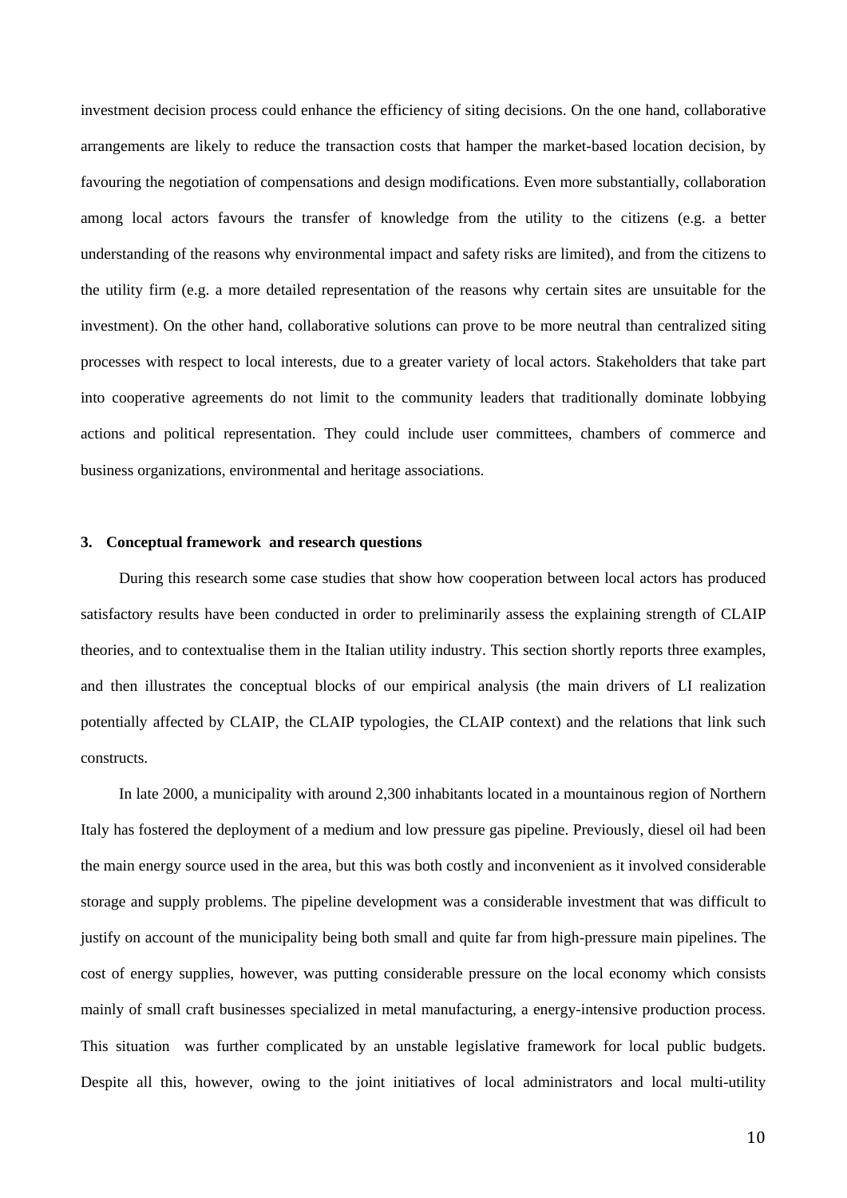investment decision process could enhance the efficiency of siting decisions. On the one hand, collaborative arrangements are likely to reduce the transaction costs that hamper the market-based location decision, by favouring the negotiation of compensations and design modifications. Even more substantially, collaboration among local actors favours the transfer of knowledge from the utility to the citizens (e.g. a better understanding of the reasons why environmental impact and safety risks are limited), and from the citizens to the utility firm (e.g. a more detailed representation of the reasons why certain sites are unsuitable for the investment). On the other hand, collaborative solutions can prove to be more neutral than centralized siting processes with respect to local interests, due to a greater variety of local actors. Stakeholders that take part into cooperative agreements do not limit to the community leaders that traditionally dominate lobbying actions and political representation. They could include user committees, chambers of commerce and business organizations, environmental and heritage associations.

### 3. Conceptual framework and research questions

During this research some case studies that show how cooperation between local actors has produced satisfactory results have been conducted in order to preliminarily assess the explaining strength of CLAIP theories, and to contextualise them in the Italian utility industry. This section shortly reports three examples, and then illustrates the conceptual blocks of our empirical analysis (the main drivers of LI realization potentially affected by CLAIP, the CLAIP typologies, the CLAIP context) and the relations that link such constructs.

In late 2000, a municipality with around 2,300 inhabitants located in a mountainous region of Northern Italy has fostered the deployment of a medium and low pressure gas pipeline. Previously, diesel oil had been the main energy source used in the area, but this was both costly and inconvenient as it involved considerable storage and supply problems. The pipeline development was a considerable investment that was difficult to justify on account of the municipality being both small and quite far from high-pressure main pipelines. The cost of energy supplies, however, was putting considerable pressure on the local economy which consists mainly of small craft businesses specialized in metal manufacturing, a energy-intensive production process. This situation was further complicated by an unstable legislative framework for local public budgets. Despite all this, however, owing to the joint initiatives of local administrators and local multi-utility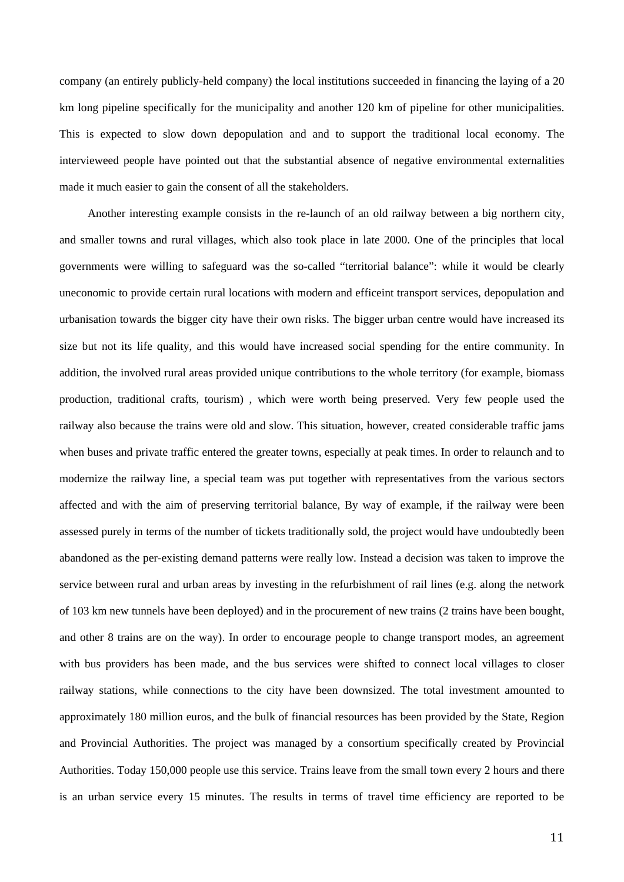company (an entirely publicly-held company) the local institutions succeeded in financing the laying of a 20 km long pipeline specifically for the municipality and another 120 km of pipeline for other municipalities. This is expected to slow down depopulation and and to support the traditional local economy. The intervieweed people have pointed out that the substantial absence of negative environmental externalities made it much easier to gain the consent of all the stakeholders.

Another interesting example consists in the re-launch of an old railway between a big northern city, and smaller towns and rural villages, which also took place in late 2000. One of the principles that local governments were willing to safeguard was the so-called "territorial balance": while it would be clearly uneconomic to provide certain rural locations with modern and efficeint transport services, depopulation and urbanisation towards the bigger city have their own risks. The bigger urban centre would have increased its size but not its life quality, and this would have increased social spending for the entire community. In addition, the involved rural areas provided unique contributions to the whole territory (for example, biomass production, traditional crafts, tourism) , which were worth being preserved. Very few people used the railway also because the trains were old and slow. This situation, however, created considerable traffic jams when buses and private traffic entered the greater towns, especially at peak times. In order to relaunch and to modernize the railway line, a special team was put together with representatives from the various sectors affected and with the aim of preserving territorial balance, By way of example, if the railway were been assessed purely in terms of the number of tickets traditionally sold, the project would have undoubtedly been abandoned as the per-existing demand patterns were really low. Instead a decision was taken to improve the service between rural and urban areas by investing in the refurbishment of rail lines (e.g. along the network of 103 km new tunnels have been deployed) and in the procurement of new trains (2 trains have been bought, and other 8 trains are on the way). In order to encourage people to change transport modes, an agreement with bus providers has been made, and the bus services were shifted to connect local villages to closer railway stations, while connections to the city have been downsized. The total investment amounted to approximately 180 million euros, and the bulk of financial resources has been provided by the State, Region and Provincial Authorities. The project was managed by a consortium specifically created by Provincial Authorities. Today 150,000 people use this service. Trains leave from the small town every 2 hours and there is an urban service every 15 minutes. The results in terms of travel time efficiency are reported to be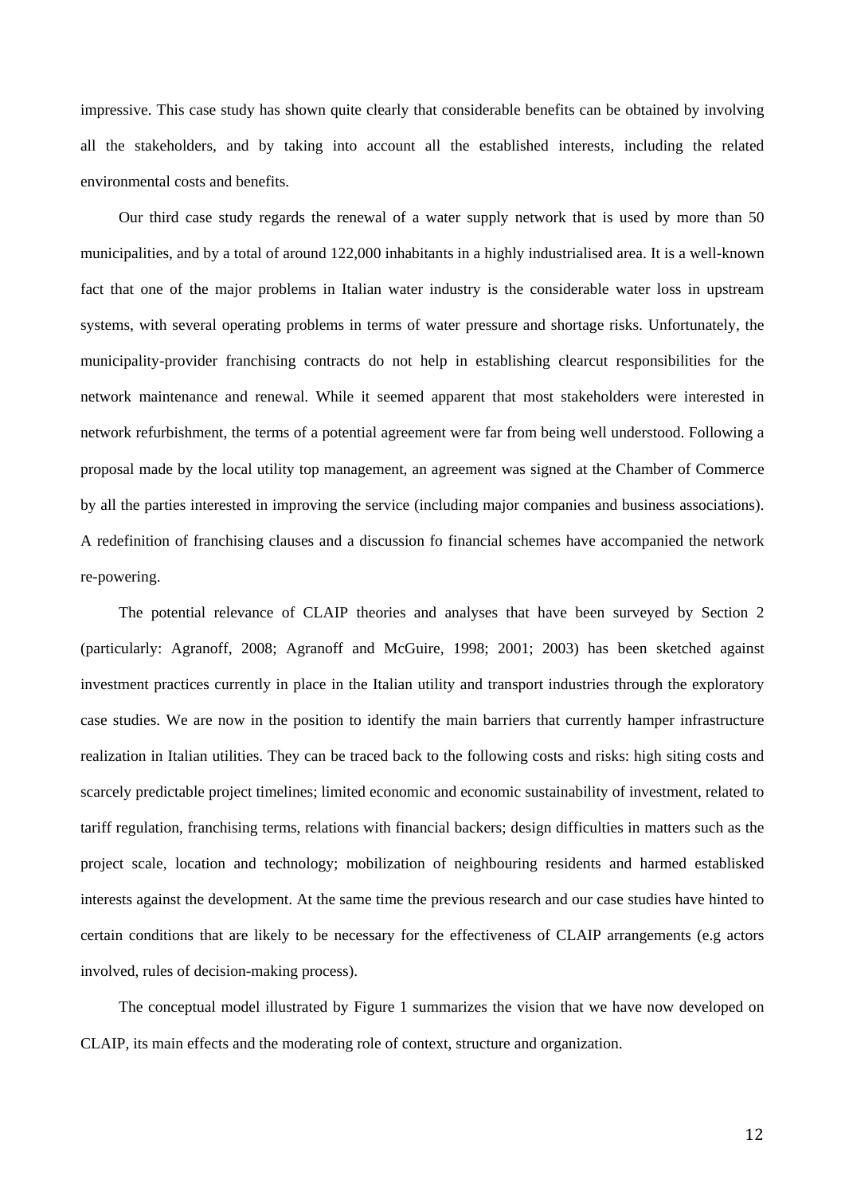impressive. This case study has shown quite clearly that considerable benefits can be obtained by involving all the stakeholders, and by taking into account all the established interests, including the related environmental costs and benefits.

Our third case study regards the renewal of a water supply network that is used by more than 50 municipalities, and by a total of around 122,000 inhabitants in a highly industrialised area. It is a well-known fact that one of the major problems in Italian water industry is the considerable water loss in upstream systems, with several operating problems in terms of water pressure and shortage risks. Unfortunately, the municipality-provider franchising contracts do not help in establishing clearcut responsibilities for the network maintenance and renewal. While it seemed apparent that most stakeholders were interested in network refurbishment, the terms of a potential agreement were far from being well understood. Following a proposal made by the local utility top management, an agreement was signed at the Chamber of Commerce by all the parties interested in improving the service (including major companies and business associations). A redefinition of franchising clauses and a discussion fo financial schemes have accompanied the network re-powering.

The potential relevance of CLAIP theories and analyses that have been surveyed by Section 2 (particularly: Agranoff, 2008; Agranoff and McGuire, 1998; 2001; 2003) has been sketched against investment practices currently in place in the Italian utility and transport industries through the exploratory case studies. We are now in the position to identify the main barriers that currently hamper infrastructure realization in Italian utilities. They can be traced back to the following costs and risks: high siting costs and scarcely predictable project timelines; limited economic and economic sustainability of investment, related to tariff regulation, franchising terms, relations with financial backers; design difficulties in matters such as the project scale, location and technology; mobilization of neighbouring residents and harmed establisked interests against the development. At the same time the previous research and our case studies have hinted to certain conditions that are likely to be necessary for the effectiveness of CLAIP arrangements (e.g actors involved, rules of decision-making process).

The conceptual model illustrated by Figure 1 summarizes the vision that we have now developed on CLAIP, its main effects and the moderating role of context, structure and organization.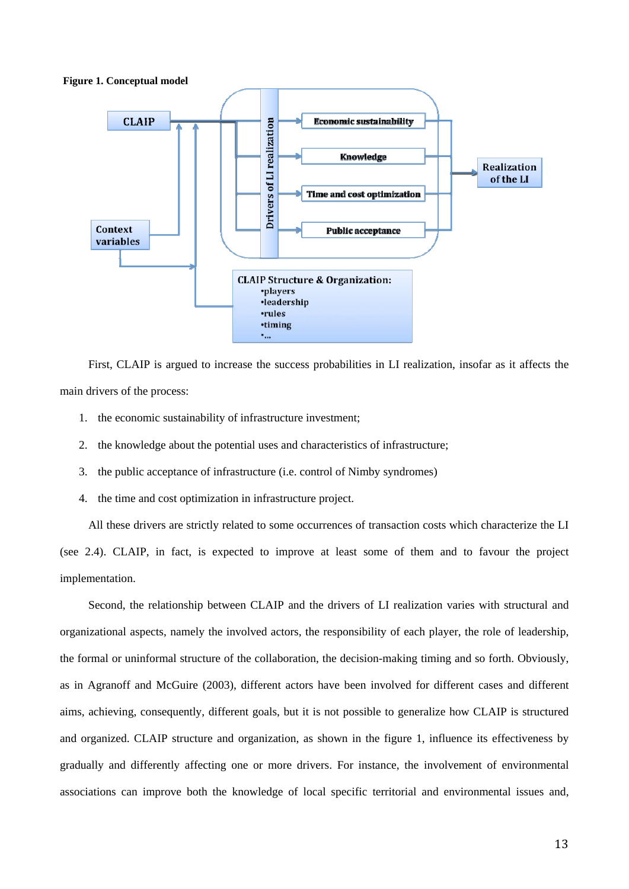**Figure 1. Conceptual model**

First, CLAIP is argued to increase the success probabilities in LI realization, insofar as it affects the main drivers of the process:

1. the economic sustainability of infrastructure investment;
2. the knowledge about the potential uses and characteristics of infrastructure;
3. the public acceptance of infrastructure (i.e. control of Nimby syndromes)
4. the time and cost optimization in infrastructure project.

All these drivers are strictly related to some occurrences of transaction costs which characterize the LI (see 2.4). CLAIP, in fact, is expected to improve at least some of them and to favour the project implementation.

Second, the relationship between CLAIP and the drivers of LI realization varies with structural and organizational aspects, namely the involved actors, the responsibility of each player, the role of leadership, the formal or uninformal structure of the collaboration, the decision-making timing and so forth. Obviously, as in Agranoff and McGuire (2003), different actors have been involved for different cases and different aims, achieving, consequently, different goals, but it is not possible to generalize how CLAIP is structured and organized. CLAIP structure and organization, as shown in the figure 1, influence its effectiveness by gradually and differently affecting one or more drivers. For instance, the involvement of environmental associations can improve both the knowledge of local specific territorial and environmental issues and,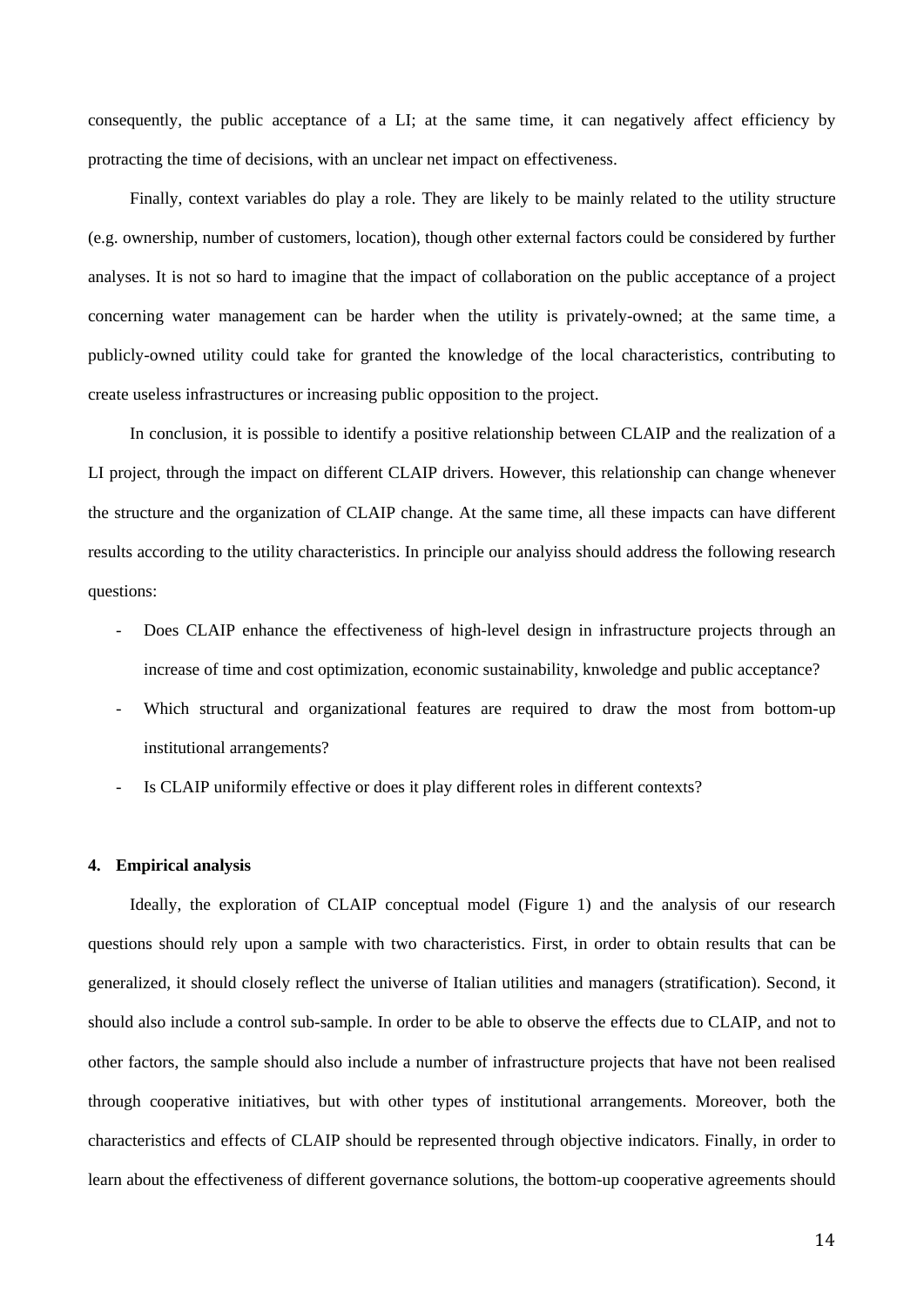consequently, the public acceptance of a LI; at the same time, it can negatively affect efficiency by protracting the time of decisions, with an unclear net impact on effectiveness.

Finally, context variables do play a role. They are likely to be mainly related to the utility structure (e.g. ownership, number of customers, location), though other external factors could be considered by further analyses. It is not so hard to imagine that the impact of collaboration on the public acceptance of a project concerning water management can be harder when the utility is privately-owned; at the same time, a publicly-owned utility could take for granted the knowledge of the local characteristics, contributing to create useless infrastructures or increasing public opposition to the project.

In conclusion, it is possible to identify a positive relationship between CLAIP and the realization of a LI project, through the impact on different CLAIP drivers. However, this relationship can change whenever the structure and the organization of CLAIP change. At the same time, all these impacts can have different results according to the utility characteristics. In principle our analyiss should address the following research questions:

- Does CLAIP enhance the effectiveness of high-level design in infrastructure projects through an increase of time and cost optimization, economic sustainability, knwoledge and public acceptance?
- Which structural and organizational features are required to draw the most from bottom-up institutional arrangements?
- Is CLAIP uniformily effective or does it play different roles in different contexts?

## 4. Empirical analysis

Ideally, the exploration of CLAIP conceptual model (Figure 1) and the analysis of our research questions should rely upon a sample with two characteristics. First, in order to obtain results that can be generalized, it should closely reflect the universe of Italian utilities and managers (stratification). Second, it should also include a control sub-sample. In order to be able to observe the effects due to CLAIP, and not to other factors, the sample should also include a number of infrastructure projects that have not been realised through cooperative initiatives, but with other types of institutional arrangements. Moreover, both the characteristics and effects of CLAIP should be represented through objective indicators. Finally, in order to learn about the effectiveness of different governance solutions, the bottom-up cooperative agreements should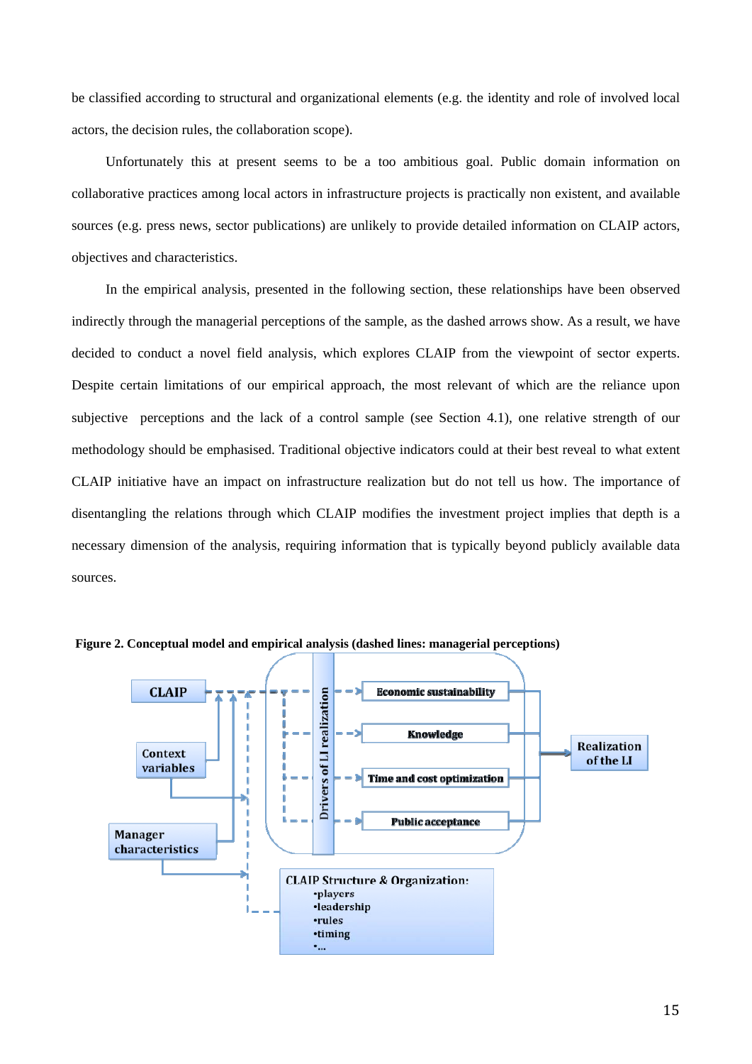be classified according to structural and organizational elements (e.g. the identity and role of involved local actors, the decision rules, the collaboration scope).

Unfortunately this at present seems to be a too ambitious goal. Public domain information on collaborative practices among local actors in infrastructure projects is practically non existent, and available sources (e.g. press news, sector publications) are unlikely to provide detailed information on CLAIP actors, objectives and characteristics.

In the empirical analysis, presented in the following section, these relationships have been observed indirectly through the managerial perceptions of the sample, as the dashed arrows show. As a result, we have decided to conduct a novel field analysis, which explores CLAIP from the viewpoint of sector experts. Despite certain limitations of our empirical approach, the most relevant of which are the reliance upon subjective perceptions and the lack of a control sample (see Section 4.1), one relative strength of our methodology should be emphasised. Traditional objective indicators could at their best reveal to what extent CLAIP initiative have an impact on infrastructure realization but do not tell us how. The importance of disentangling the relations through which CLAIP modifies the investment project implies that depth is a necessary dimension of the analysis, requiring information that is typically beyond publicly available data sources.

**Figure 2. Conceptual model and empirical analysis (dashed lines: managerial perceptions)**

CLAIP

Context variables

Manager characteristics

Drivers of LI realization

Economic sustainability

Knowledge

Time and cost optimization

Public acceptance

Realization of the LI

CLAIP Structure & Organization:
- players
- leadership
- rules
- timing
- ...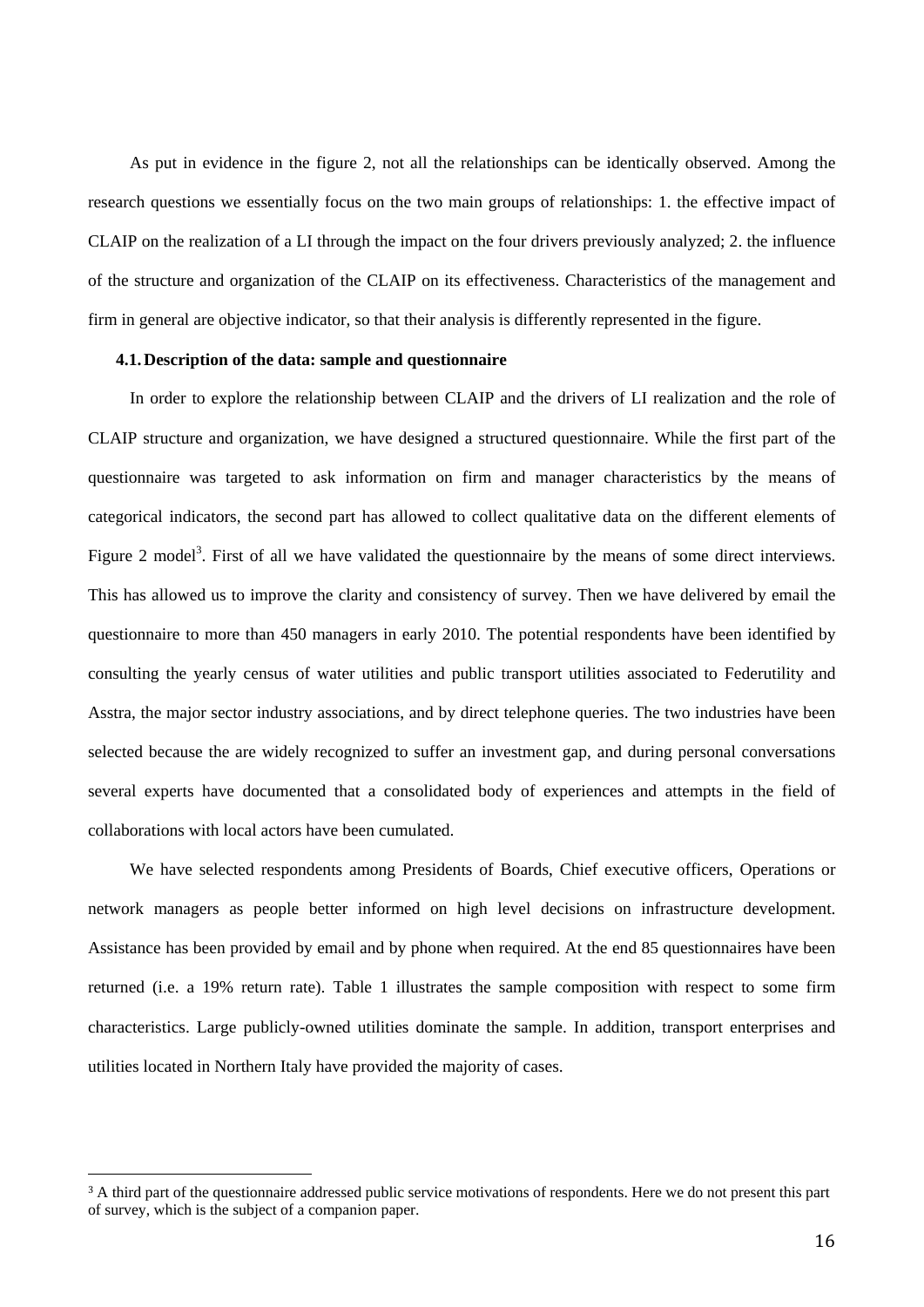As put in evidence in the figure 2, not all the relationships can be identically observed. Among the research questions we essentially focus on the two main groups of relationships: 1. the effective impact of CLAIP on the realization of a LI through the impact on the four drivers previously analyzed; 2. the influence of the structure and organization of the CLAIP on its effectiveness. Characteristics of the management and firm in general are objective indicator, so that their analysis is differently represented in the figure.

### 4.1. Description of the data: sample and questionnaire

In order to explore the relationship between CLAIP and the drivers of LI realization and the role of CLAIP structure and organization, we have designed a structured questionnaire. While the first part of the questionnaire was targeted to ask information on firm and manager characteristics by the means of categorical indicators, the second part has allowed to collect qualitative data on the different elements of Figure 2 model[3]. First of all we have validated the questionnaire by the means of some direct interviews. This has allowed us to improve the clarity and consistency of survey. Then we have delivered by email the questionnaire to more than 450 managers in early 2010. The potential respondents have been identified by consulting the yearly census of water utilities and public transport utilities associated to Federutility and Asstra, the major sector industry associations, and by direct telephone queries. The two industries have been selected because the are widely recognized to suffer an investment gap, and during personal conversations several experts have documented that a consolidated body of experiences and attempts in the field of collaborations with local actors have been cumulated.

We have selected respondents among Presidents of Boards, Chief executive officers, Operations or network managers as people better informed on high level decisions on infrastructure development. Assistance has been provided by email and by phone when required. At the end 85 questionnaires have been returned (i.e. a 19% return rate). Table 1 illustrates the sample composition with respect to some firm characteristics. Large publicly-owned utilities dominate the sample. In addition, transport enterprises and utilities located in Northern Italy have provided the majority of cases.

[3] A third part of the questionnaire addressed public service motivations of respondents. Here we do not present this part of survey, which is the subject of a companion paper.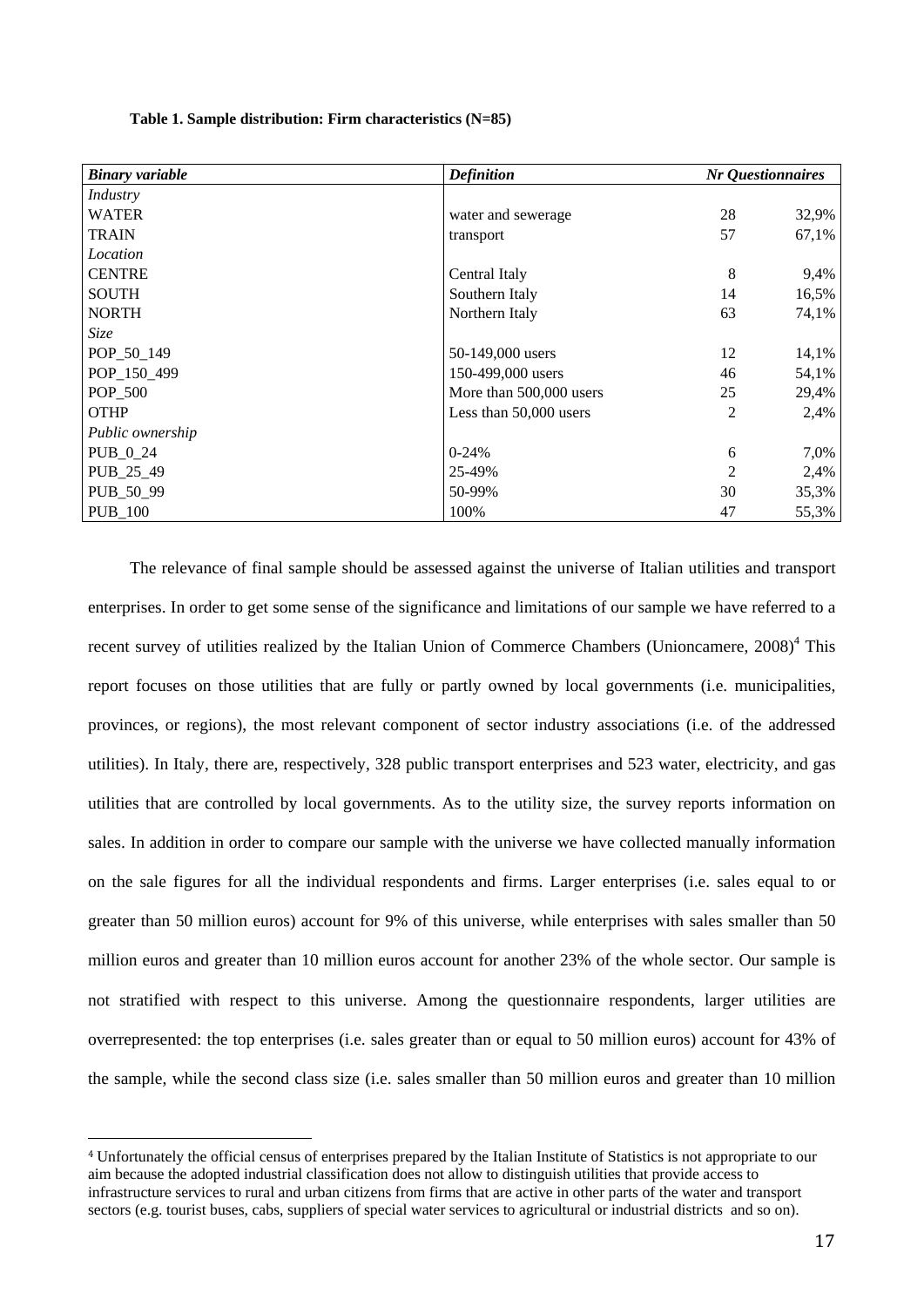**Table 1. Sample distribution: Firm characteristics (N=85)**

| *Binary variable* | *Definition* | *Nr Questionnaires* | |
|---|---|---|---|
| *Industry* | | | |
| WATER | water and sewerage | 28 | 32,9% |
| TRAIN | transport | 57 | 67,1% |
| *Location* | | | |
| CENTRE | Central Italy | 8 | 9,4% |
| SOUTH | Southern Italy | 14 | 16,5% |
| NORTH | Northern Italy | 63 | 74,1% |
| *Size* | | | |
| POP_50_149 | 50-149,000 users | 12 | 14,1% |
| POP_150_499 | 150-499,000 users | 46 | 54,1% |
| POP_500 | More than 500,000 users | 25 | 29,4% |
| OTHP | Less than 50,000 users | 2 | 2,4% |
| *Public ownership* | | | |
| PUB_0_24 | 0-24% | 6 | 7,0% |
| PUB_25_49 | 25-49% | 2 | 2,4% |
| PUB_50_99 | 50-99% | 30 | 35,3% |
| PUB_100 | 100% | 47 | 55,3% |

The relevance of final sample should be assessed against the universe of Italian utilities and transport enterprises. In order to get some sense of the significance and limitations of our sample we have referred to a recent survey of utilities realized by the Italian Union of Commerce Chambers (Unioncamere, 2008)[4] This report focuses on those utilities that are fully or partly owned by local governments (i.e. municipalities, provinces, or regions), the most relevant component of sector industry associations (i.e. of the addressed utilities). In Italy, there are, respectively, 328 public transport enterprises and 523 water, electricity, and gas utilities that are controlled by local governments. As to the utility size, the survey reports information on sales. In addition in order to compare our sample with the universe we have collected manually information on the sale figures for all the individual respondents and firms. Larger enterprises (i.e. sales equal to or greater than 50 million euros) account for 9% of this universe, while enterprises with sales smaller than 50 million euros and greater than 10 million euros account for another 23% of the whole sector. Our sample is not stratified with respect to this universe. Among the questionnaire respondents, larger utilities are overrepresented: the top enterprises (i.e. sales greater than or equal to 50 million euros) account for 43% of the sample, while the second class size (i.e. sales smaller than 50 million euros and greater than 10 million

[4] Unfortunately the official census of enterprises prepared by the Italian Institute of Statistics is not appropriate to our aim because the adopted industrial classification does not allow to distinguish utilities that provide access to infrastructure services to rural and urban citizens from firms that are active in other parts of the water and transport sectors (e.g. tourist buses, cabs, suppliers of special water services to agricultural or industrial districts and so on).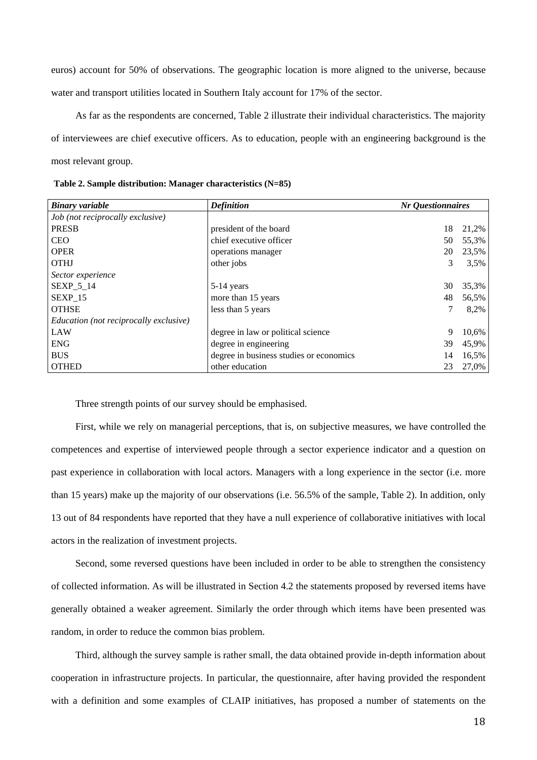euros) account for 50% of observations. The geographic location is more aligned to the universe, because water and transport utilities located in Southern Italy account for 17% of the sector.

As far as the respondents are concerned, Table 2 illustrate their individual characteristics. The majority of interviewees are chief executive officers. As to education, people with an engineering background is the most relevant group.

**Table 2. Sample distribution: Manager characteristics (N=85)**

| *Binary variable* | *Definition* | *Nr Questionnaires* | |
|---|---|---|---|
| *Job (not reciprocally exclusive)* | | | |
| PRESB | president of the board | 18 | 21,2% |
| CEO | chief executive officer | 50 | 55,3% |
| OPER | operations manager | 20 | 23,5% |
| OTHJ | other jobs | 3 | 3,5% |
| *Sector experience* | | | |
| SEXP_5_14 | 5-14 years | 30 | 35,3% |
| SEXP_15 | more than 15 years | 48 | 56,5% |
| OTHSE | less than 5 years | 7 | 8,2% |
| *Education (not reciprocally exclusive)* | | | |
| LAW | degree in law or political science | 9 | 10,6% |
| ENG | degree in engineering | 39 | 45,9% |
| BUS | degree in business studies or economics | 14 | 16,5% |
| OTHED | other education | 23 | 27,0% |

Three strength points of our survey should be emphasised.

First, while we rely on managerial perceptions, that is, on subjective measures, we have controlled the competences and expertise of interviewed people through a sector experience indicator and a question on past experience in collaboration with local actors. Managers with a long experience in the sector (i.e. more than 15 years) make up the majority of our observations (i.e. 56.5% of the sample, Table 2). In addition, only 13 out of 84 respondents have reported that they have a null experience of collaborative initiatives with local actors in the realization of investment projects.

Second, some reversed questions have been included in order to be able to strengthen the consistency of collected information. As will be illustrated in Section 4.2 the statements proposed by reversed items have generally obtained a weaker agreement. Similarly the order through which items have been presented was random, in order to reduce the common bias problem.

Third, although the survey sample is rather small, the data obtained provide in-depth information about cooperation in infrastructure projects. In particular, the questionnaire, after having provided the respondent with a definition and some examples of CLAIP initiatives, has proposed a number of statements on the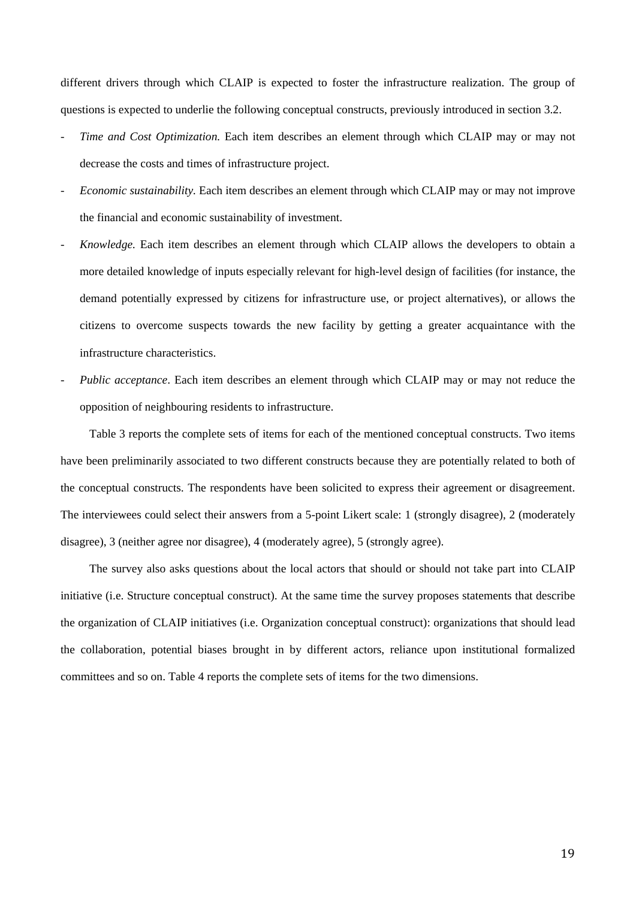different drivers through which CLAIP is expected to foster the infrastructure realization. The group of questions is expected to underlie the following conceptual constructs, previously introduced in section 3.2.

- *Time and Cost Optimization.* Each item describes an element through which CLAIP may or may not decrease the costs and times of infrastructure project.
- *Economic sustainability.* Each item describes an element through which CLAIP may or may not improve the financial and economic sustainability of investment.
- *Knowledge.* Each item describes an element through which CLAIP allows the developers to obtain a more detailed knowledge of inputs especially relevant for high-level design of facilities (for instance, the demand potentially expressed by citizens for infrastructure use, or project alternatives), or allows the citizens to overcome suspects towards the new facility by getting a greater acquaintance with the infrastructure characteristics.
- *Public acceptance*. Each item describes an element through which CLAIP may or may not reduce the opposition of neighbouring residents to infrastructure.

Table 3 reports the complete sets of items for each of the mentioned conceptual constructs. Two items have been preliminarily associated to two different constructs because they are potentially related to both of the conceptual constructs. The respondents have been solicited to express their agreement or disagreement. The interviewees could select their answers from a 5-point Likert scale: 1 (strongly disagree), 2 (moderately disagree), 3 (neither agree nor disagree), 4 (moderately agree), 5 (strongly agree).

The survey also asks questions about the local actors that should or should not take part into CLAIP initiative (i.e. Structure conceptual construct). At the same time the survey proposes statements that describe the organization of CLAIP initiatives (i.e. Organization conceptual construct): organizations that should lead the collaboration, potential biases brought in by different actors, reliance upon institutional formalized committees and so on. Table 4 reports the complete sets of items for the two dimensions.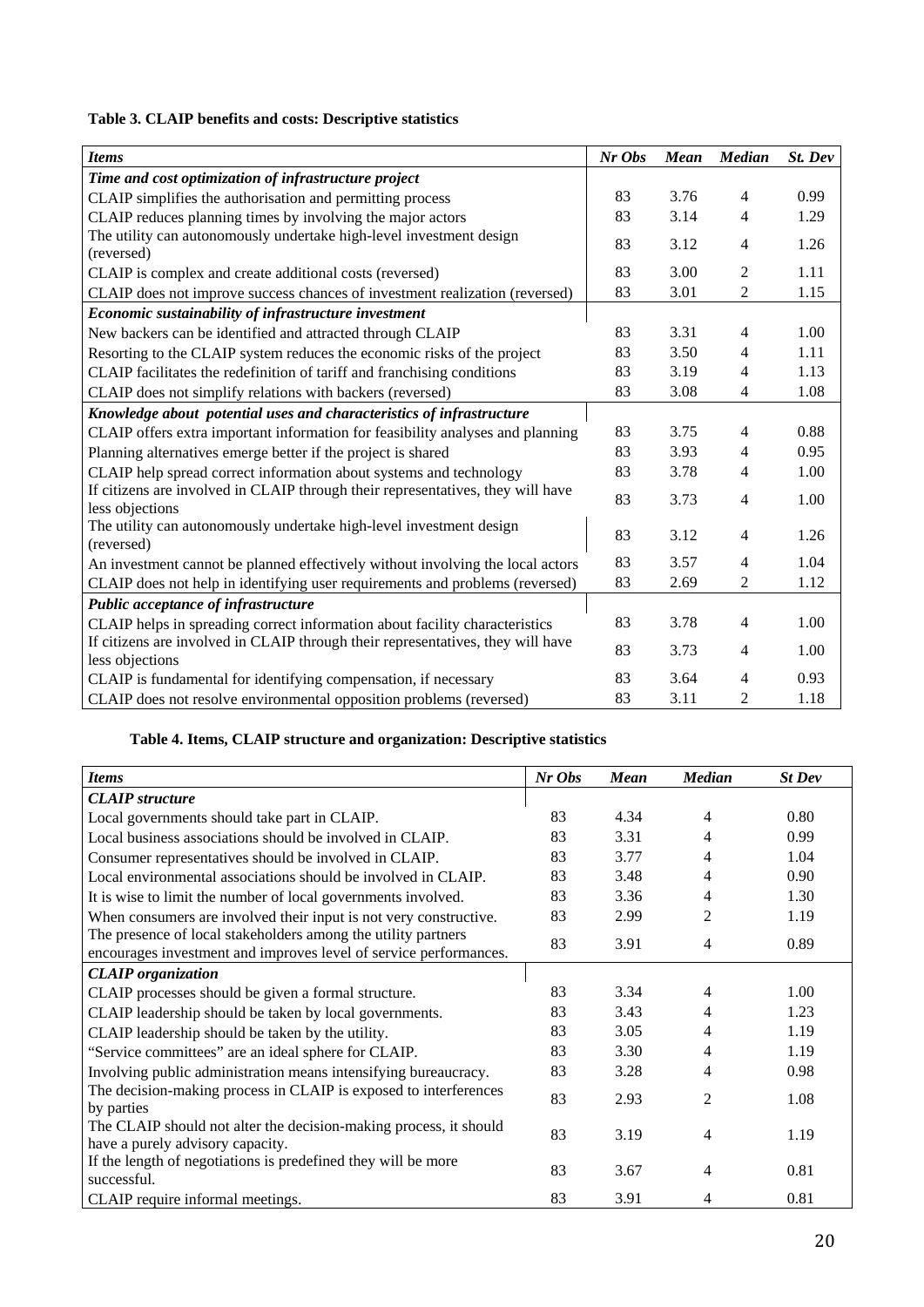**Table 3. CLAIP benefits and costs: Descriptive statistics**

| *Items* | *Nr Obs* | *Mean* | *Median* | *St. Dev* |
|---|---|---|---|---|
| ***Time and cost optimization of infrastructure project*** | | | | |
| CLAIP simplifies the authorisation and permitting process | 83 | 3.76 | 4 | 0.99 |
| CLAIP reduces planning times by involving the major actors | 83 | 3.14 | 4 | 1.29 |
| The utility can autonomously undertake high-level investment design (reversed) | 83 | 3.12 | 4 | 1.26 |
| CLAIP is complex and create additional costs (reversed) | 83 | 3.00 | 2 | 1.11 |
| CLAIP does not improve success chances of investment realization (reversed) | 83 | 3.01 | 2 | 1.15 |
| ***Economic sustainability of infrastructure investment*** | | | | |
| New backers can be identified and attracted through CLAIP | 83 | 3.31 | 4 | 1.00 |
| Resorting to the CLAIP system reduces the economic risks of the project | 83 | 3.50 | 4 | 1.11 |
| CLAIP facilitates the redefinition of tariff and franchising conditions | 83 | 3.19 | 4 | 1.13 |
| CLAIP does not simplify relations with backers (reversed) | 83 | 3.08 | 4 | 1.08 |
| ***Knowledge about potential uses and characteristics of infrastructure*** | | | | |
| CLAIP offers extra important information for feasibility analyses and planning | 83 | 3.75 | 4 | 0.88 |
| Planning alternatives emerge better if the project is shared | 83 | 3.93 | 4 | 0.95 |
| CLAIP help spread correct information about systems and technology | 83 | 3.78 | 4 | 1.00 |
| If citizens are involved in CLAIP through their representatives, they will have less objections | 83 | 3.73 | 4 | 1.00 |
| The utility can autonomously undertake high-level investment design (reversed) | 83 | 3.12 | 4 | 1.26 |
| An investment cannot be planned effectively without involving the local actors | 83 | 3.57 | 4 | 1.04 |
| CLAIP does not help in identifying user requirements and problems (reversed) | 83 | 2.69 | 2 | 1.12 |
| ***Public acceptance of infrastructure*** | | | | |
| CLAIP helps in spreading correct information about facility characteristics | 83 | 3.78 | 4 | 1.00 |
| If citizens are involved in CLAIP through their representatives, they will have less objections | 83 | 3.73 | 4 | 1.00 |
| CLAIP is fundamental for identifying compensation, if necessary | 83 | 3.64 | 4 | 0.93 |
| CLAIP does not resolve environmental opposition problems (reversed) | 83 | 3.11 | 2 | 1.18 |

**Table 4. Items, CLAIP structure and organization: Descriptive statistics**

| *Items* | *Nr Obs* | *Mean* | *Median* | *St Dev* |
|---|---|---|---|---|
| ***CLAIP structure*** | | | | |
| Local governments should take part in CLAIP. | 83 | 4.34 | 4 | 0.80 |
| Local business associations should be involved in CLAIP. | 83 | 3.31 | 4 | 0.99 |
| Consumer representatives should be involved in CLAIP. | 83 | 3.77 | 4 | 1.04 |
| Local environmental associations should be involved in CLAIP. | 83 | 3.48 | 4 | 0.90 |
| It is wise to limit the number of local governments involved. | 83 | 3.36 | 4 | 1.30 |
| When consumers are involved their input is not very constructive. | 83 | 2.99 | 2 | 1.19 |
| The presence of local stakeholders among the utility partners encourages investment and improves level of service performances. | 83 | 3.91 | 4 | 0.89 |
| ***CLAIP organization*** | | | | |
| CLAIP processes should be given a formal structure. | 83 | 3.34 | 4 | 1.00 |
| CLAIP leadership should be taken by local governments. | 83 | 3.43 | 4 | 1.23 |
| CLAIP leadership should be taken by the utility. | 83 | 3.05 | 4 | 1.19 |
| "Service committees" are an ideal sphere for CLAIP. | 83 | 3.30 | 4 | 1.19 |
| Involving public administration means intensifying bureaucracy. | 83 | 3.28 | 4 | 0.98 |
| The decision-making process in CLAIP is exposed to interferences by parties | 83 | 2.93 | 2 | 1.08 |
| The CLAIP should not alter the decision-making process, it should have a purely advisory capacity. | 83 | 3.19 | 4 | 1.19 |
| If the length of negotiations is predefined they will be more successful. | 83 | 3.67 | 4 | 0.81 |
| CLAIP require informal meetings. | 83 | 3.91 | 4 | 0.81 |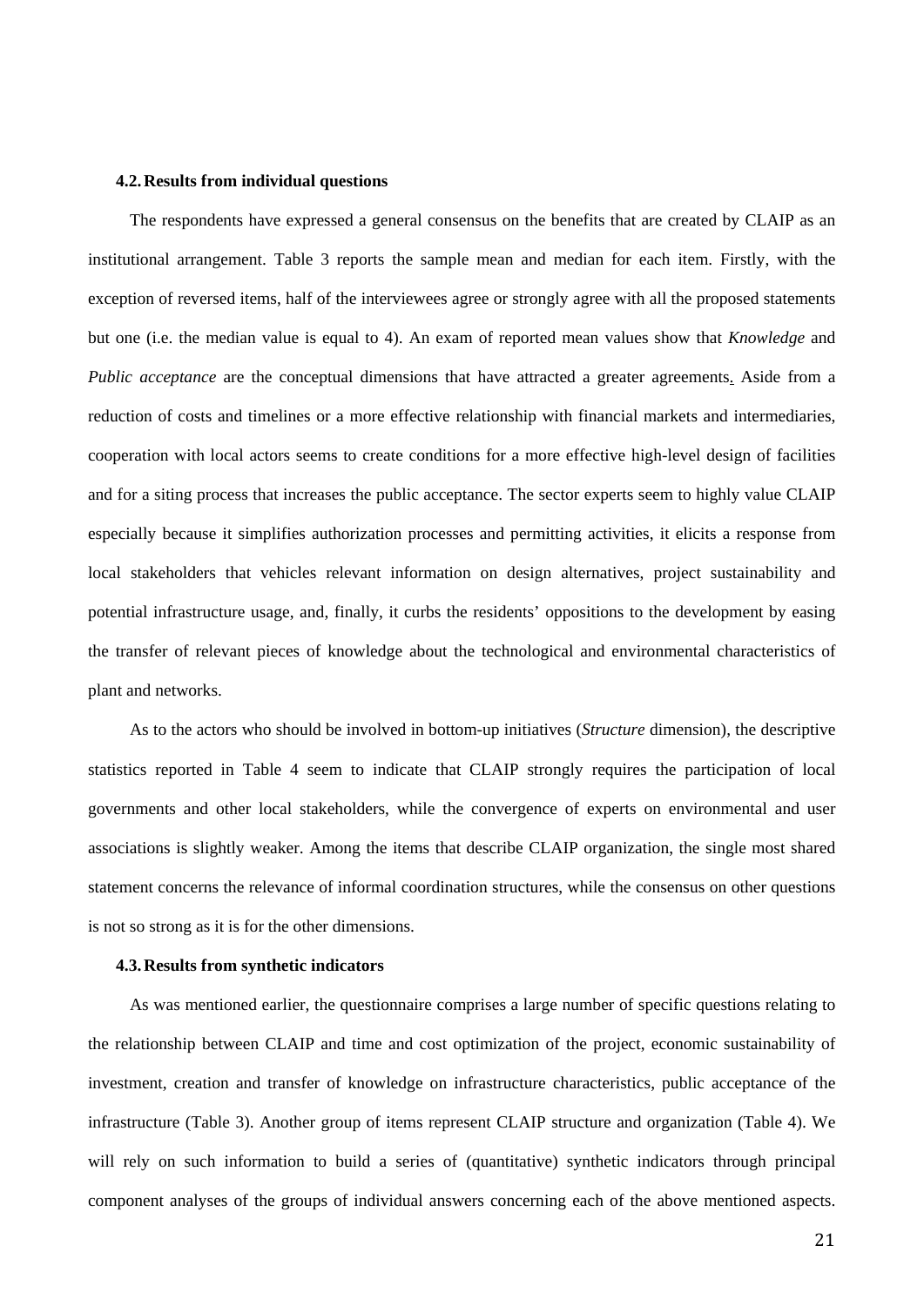### 4.2. Results from individual questions

The respondents have expressed a general consensus on the benefits that are created by CLAIP as an institutional arrangement. Table 3 reports the sample mean and median for each item. Firstly, with the exception of reversed items, half of the interviewees agree or strongly agree with all the proposed statements but one (i.e. the median value is equal to 4). An exam of reported mean values show that *Knowledge* and *Public acceptance* are the conceptual dimensions that have attracted a greater agreements. Aside from a reduction of costs and timelines or a more effective relationship with financial markets and intermediaries, cooperation with local actors seems to create conditions for a more effective high-level design of facilities and for a siting process that increases the public acceptance. The sector experts seem to highly value CLAIP especially because it simplifies authorization processes and permitting activities, it elicits a response from local stakeholders that vehicles relevant information on design alternatives, project sustainability and potential infrastructure usage, and, finally, it curbs the residents' oppositions to the development by easing the transfer of relevant pieces of knowledge about the technological and environmental characteristics of plant and networks.

As to the actors who should be involved in bottom-up initiatives (*Structure* dimension), the descriptive statistics reported in Table 4 seem to indicate that CLAIP strongly requires the participation of local governments and other local stakeholders, while the convergence of experts on environmental and user associations is slightly weaker. Among the items that describe CLAIP organization, the single most shared statement concerns the relevance of informal coordination structures, while the consensus on other questions is not so strong as it is for the other dimensions.

### 4.3. Results from synthetic indicators

As was mentioned earlier, the questionnaire comprises a large number of specific questions relating to the relationship between CLAIP and time and cost optimization of the project, economic sustainability of investment, creation and transfer of knowledge on infrastructure characteristics, public acceptance of the infrastructure (Table 3). Another group of items represent CLAIP structure and organization (Table 4). We will rely on such information to build a series of (quantitative) synthetic indicators through principal component analyses of the groups of individual answers concerning each of the above mentioned aspects.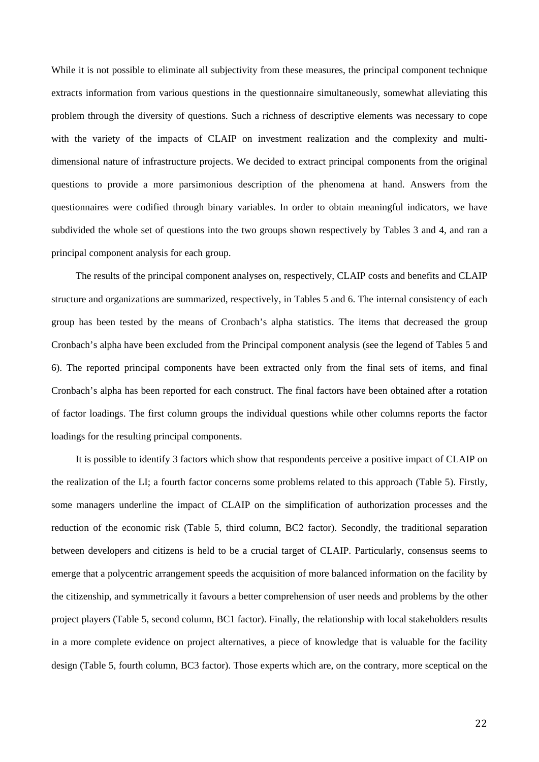While it is not possible to eliminate all subjectivity from these measures, the principal component technique extracts information from various questions in the questionnaire simultaneously, somewhat alleviating this problem through the diversity of questions. Such a richness of descriptive elements was necessary to cope with the variety of the impacts of CLAIP on investment realization and the complexity and multi-dimensional nature of infrastructure projects. We decided to extract principal components from the original questions to provide a more parsimonious description of the phenomena at hand. Answers from the questionnaires were codified through binary variables. In order to obtain meaningful indicators, we have subdivided the whole set of questions into the two groups shown respectively by Tables 3 and 4, and ran a principal component analysis for each group.

The results of the principal component analyses on, respectively, CLAIP costs and benefits and CLAIP structure and organizations are summarized, respectively, in Tables 5 and 6. The internal consistency of each group has been tested by the means of Cronbach's alpha statistics. The items that decreased the group Cronbach's alpha have been excluded from the Principal component analysis (see the legend of Tables 5 and 6). The reported principal components have been extracted only from the final sets of items, and final Cronbach's alpha has been reported for each construct. The final factors have been obtained after a rotation of factor loadings. The first column groups the individual questions while other columns reports the factor loadings for the resulting principal components.

It is possible to identify 3 factors which show that respondents perceive a positive impact of CLAIP on the realization of the LI; a fourth factor concerns some problems related to this approach (Table 5). Firstly, some managers underline the impact of CLAIP on the simplification of authorization processes and the reduction of the economic risk (Table 5, third column, BC2 factor). Secondly, the traditional separation between developers and citizens is held to be a crucial target of CLAIP. Particularly, consensus seems to emerge that a polycentric arrangement speeds the acquisition of more balanced information on the facility by the citizenship, and symmetrically it favours a better comprehension of user needs and problems by the other project players (Table 5, second column, BC1 factor). Finally, the relationship with local stakeholders results in a more complete evidence on project alternatives, a piece of knowledge that is valuable for the facility design (Table 5, fourth column, BC3 factor). Those experts which are, on the contrary, more sceptical on the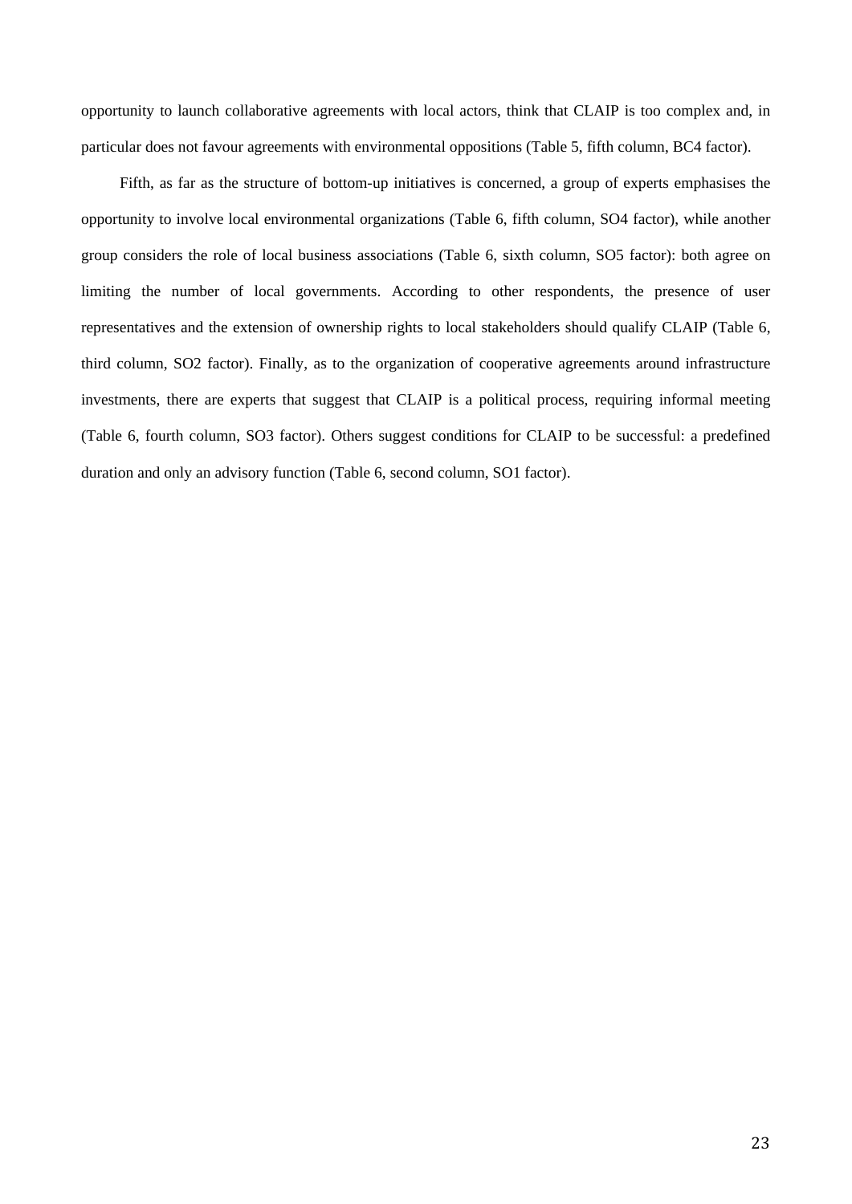opportunity to launch collaborative agreements with local actors, think that CLAIP is too complex and, in particular does not favour agreements with environmental oppositions (Table 5, fifth column, BC4 factor).

Fifth, as far as the structure of bottom-up initiatives is concerned, a group of experts emphasises the opportunity to involve local environmental organizations (Table 6, fifth column, SO4 factor), while another group considers the role of local business associations (Table 6, sixth column, SO5 factor): both agree on limiting the number of local governments. According to other respondents, the presence of user representatives and the extension of ownership rights to local stakeholders should qualify CLAIP (Table 6, third column, SO2 factor). Finally, as to the organization of cooperative agreements around infrastructure investments, there are experts that suggest that CLAIP is a political process, requiring informal meeting (Table 6, fourth column, SO3 factor). Others suggest conditions for CLAIP to be successful: a predefined duration and only an advisory function (Table 6, second column, SO1 factor).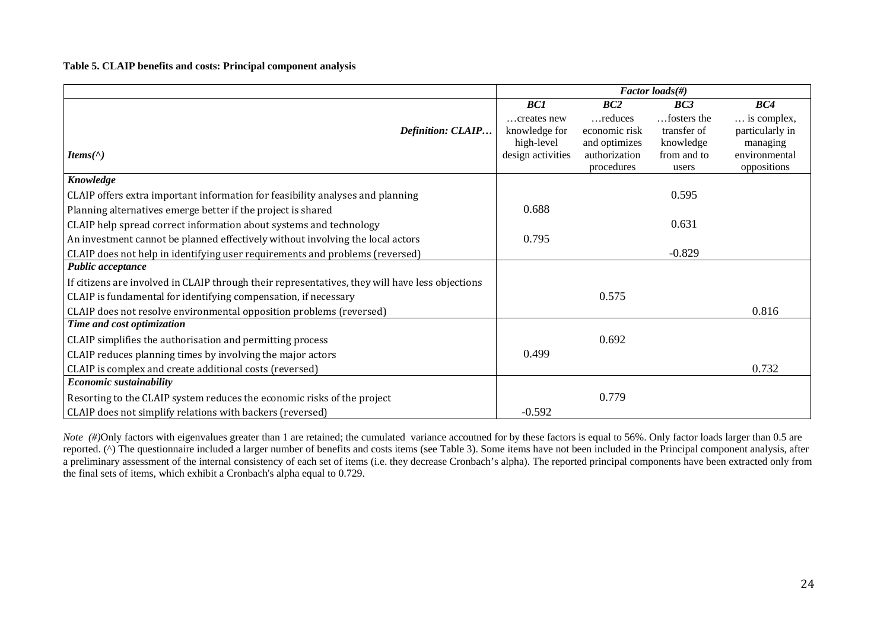**Table 5. CLAIP benefits and costs: Principal component analysis**

| | *Factor loads(#)* | | | |
|---|---|---|---|---|
| | ***BC1*** | ***BC2*** | ***BC3*** | ***BC4*** |
| ***Definition: CLAIP…*** <br> ***Items(^)*** | …creates new knowledge for high-level design activities | …reduces economic risk and optimizes authorization procedures | …fosters the transfer of knowledge from and to users | … is complex, particularly in managing environmental oppositions |
| ***Knowledge*** | | | | |
| CLAIP offers extra important information for feasibility analyses and planning | | | 0.595 | |
| Planning alternatives emerge better if the project is shared | 0.688 | | | |
| CLAIP help spread correct information about systems and technology | | | 0.631 | |
| An investment cannot be planned effectively without involving the local actors | 0.795 | | | |
| CLAIP does not help in identifying user requirements and problems (reversed) | | | -0.829 | |
| ***Public acceptance*** | | | | |
| If citizens are involved in CLAIP through their representatives, they will have less objections | | | | |
| CLAIP is fundamental for identifying compensation, if necessary | | 0.575 | | |
| CLAIP does not resolve environmental opposition problems (reversed) | | | | 0.816 |
| ***Time and cost optimization*** | | | | |
| CLAIP simplifies the authorisation and permitting process | | 0.692 | | |
| CLAIP reduces planning times by involving the major actors | 0.499 | | | |
| CLAIP is complex and create additional costs (reversed) | | | | 0.732 |
| ***Economic sustainability*** | | | | |
| Resorting to the CLAIP system reduces the economic risks of the project | | 0.779 | | |
| CLAIP does not simplify relations with backers (reversed) | -0.592 | | | |

*Note (#)*Only factors with eigenvalues greater than 1 are retained; the cumulated variance accoutned for by these factors is equal to 56%. Only factor loads larger than 0.5 are reported. (^) The questionnaire included a larger number of benefits and costs items (see Table 3). Some items have not been included in the Principal component analysis, after a preliminary assessment of the internal consistency of each set of items (i.e. they decrease Cronbach's alpha). The reported principal components have been extracted only from the final sets of items, which exhibit a Cronbach's alpha equal to 0.729.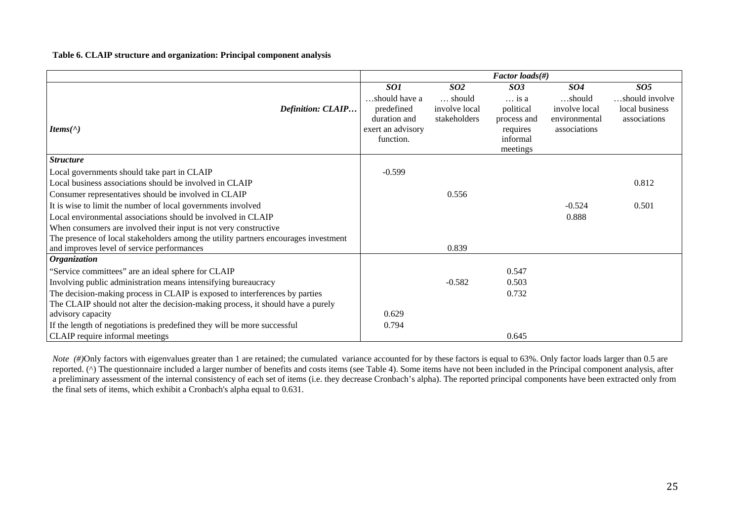**Table 6. CLAIP structure and organization: Principal component analysis**

| | *Factor loads(#)* | | | | |
|---|---|---|---|---|---|
| | ***SO1*** | ***SO2*** | ***SO3*** | ***SO4*** | ***SO5*** |
| ***Definition: CLAIP…*** <br> ***Items(^)*** | …should have a predefined duration and exert an advisory function. | … should involve local stakeholders | … is a political process and requires informal meetings | …should involve local environmental associations | …should involve local business associations |
| ***Structure*** | | | | | |
| Local governments should take part in CLAIP | -0.599 | | | | |
| Local business associations should be involved in CLAIP | | | | | 0.812 |
| Consumer representatives should be involved in CLAIP | | 0.556 | | | |
| It is wise to limit the number of local governments involved | | | | -0.524 | 0.501 |
| Local environmental associations should be involved in CLAIP | | | | 0.888 | |
| When consumers are involved their input is not very constructive | | | | | |
| The presence of local stakeholders among the utility partners encourages investment and improves level of service performances | | 0.839 | | | |
| ***Organization*** | | | | | |
| "Service committees" are an ideal sphere for CLAIP | | | 0.547 | | |
| Involving public administration means intensifying bureaucracy | | -0.582 | 0.503 | | |
| The decision-making process in CLAIP is exposed to interferences by parties | | | 0.732 | | |
| The CLAIP should not alter the decision-making process, it should have a purely advisory capacity | 0.629 | | | | |
| If the length of negotiations is predefined they will be more successful | 0.794 | | | | |
| CLAIP require informal meetings | | | 0.645 | | |

*Note (#)*Only factors with eigenvalues greater than 1 are retained; the cumulated variance accounted for by these factors is equal to 63%. Only factor loads larger than 0.5 are reported. (^) The questionnaire included a larger number of benefits and costs items (see Table 4). Some items have not been included in the Principal component analysis, after a preliminary assessment of the internal consistency of each set of items (i.e. they decrease Cronbach's alpha). The reported principal components have been extracted only from the final sets of items, which exhibit a Cronbach's alpha equal to 0.631.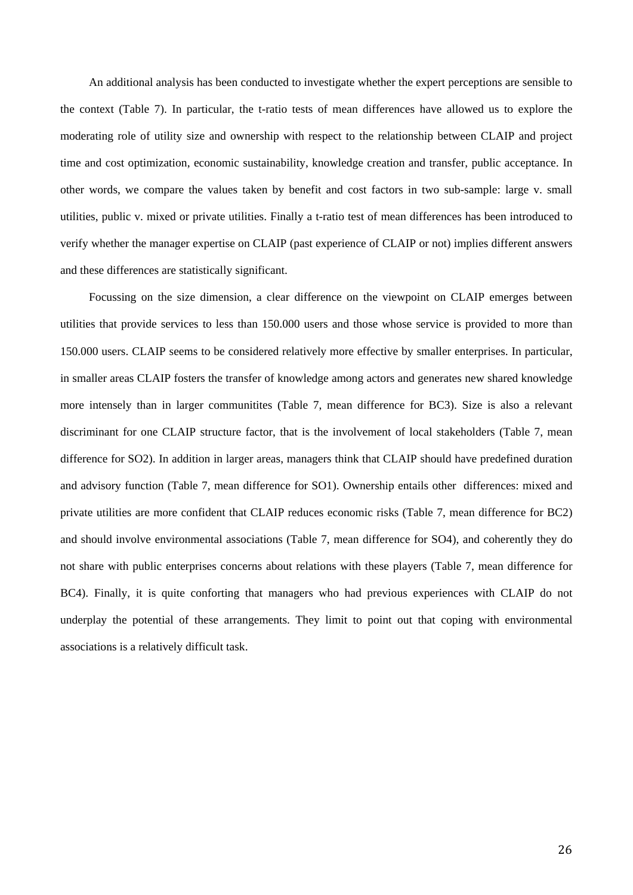An additional analysis has been conducted to investigate whether the expert perceptions are sensible to the context (Table 7). In particular, the t-ratio tests of mean differences have allowed us to explore the moderating role of utility size and ownership with respect to the relationship between CLAIP and project time and cost optimization, economic sustainability, knowledge creation and transfer, public acceptance. In other words, we compare the values taken by benefit and cost factors in two sub-sample: large v. small utilities, public v. mixed or private utilities. Finally a t-ratio test of mean differences has been introduced to verify whether the manager expertise on CLAIP (past experience of CLAIP or not) implies different answers and these differences are statistically significant.

Focussing on the size dimension, a clear difference on the viewpoint on CLAIP emerges between utilities that provide services to less than 150.000 users and those whose service is provided to more than 150.000 users. CLAIP seems to be considered relatively more effective by smaller enterprises. In particular, in smaller areas CLAIP fosters the transfer of knowledge among actors and generates new shared knowledge more intensely than in larger communitites (Table 7, mean difference for BC3). Size is also a relevant discriminant for one CLAIP structure factor, that is the involvement of local stakeholders (Table 7, mean difference for SO2). In addition in larger areas, managers think that CLAIP should have predefined duration and advisory function (Table 7, mean difference for SO1). Ownership entails other differences: mixed and private utilities are more confident that CLAIP reduces economic risks (Table 7, mean difference for BC2) and should involve environmental associations (Table 7, mean difference for SO4), and coherently they do not share with public enterprises concerns about relations with these players (Table 7, mean difference for BC4). Finally, it is quite conforting that managers who had previous experiences with CLAIP do not underplay the potential of these arrangements. They limit to point out that coping with environmental associations is a relatively difficult task.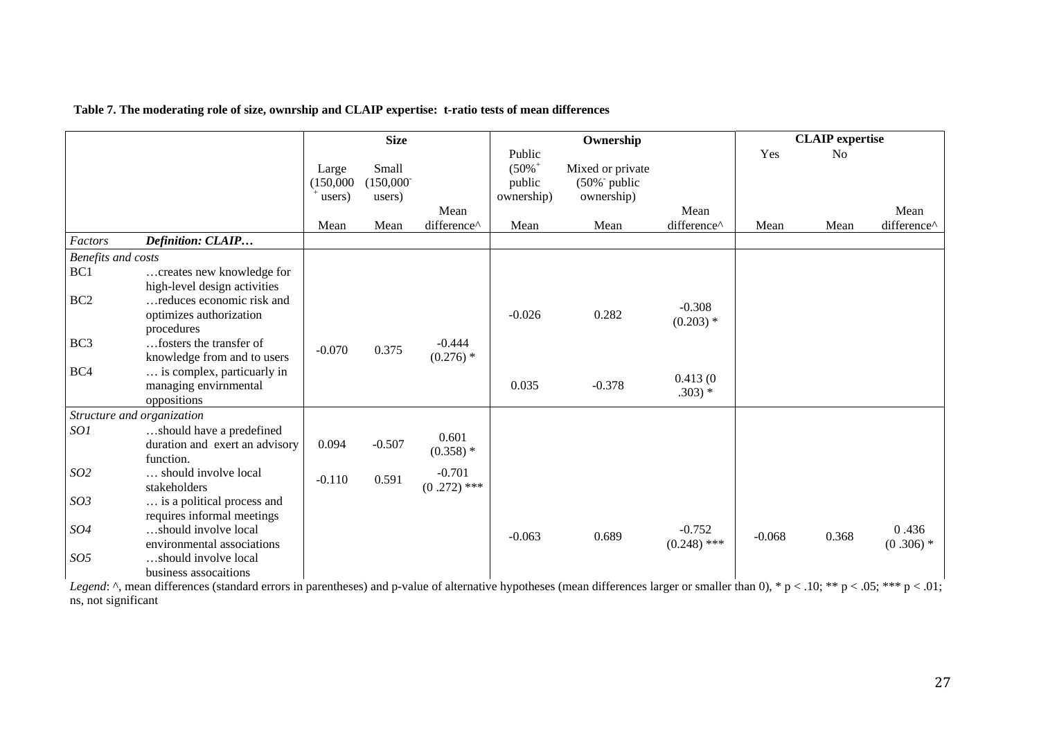**Table 7. The moderating role of size, ownrship and CLAIP expertise: t-ratio tests of mean differences**

| | | Size | | | Ownership | | | CLAIP expertise | | |
|---|---|---|---|---|---|---|---|---|---|---|
| | | Large (150,000⁺ users) | Small (150,000⁻ users) | | Public (50%⁺ public ownership) | Mixed or private (50%⁻ public ownership) | | Yes | No | |
| | | Mean | Mean | Mean difference^ | Mean | Mean | Mean difference^ | Mean | Mean | Mean difference^ |
| *Factors* | ***Definition: CLAIP…*** | | | | | | | | | |
| *Benefits and costs* | | | | | | | | | | |
| BC1 | …creates new knowledge for high-level design activities | | | | | | | | | |
| BC2 | …reduces economic risk and optimizes authorization procedures | | | | -0.026 | 0.282 | -0.308 (0.203) * | | | |
| BC3 | …fosters the transfer of knowledge from and to users | -0.070 | 0.375 | -0.444 (0.276) * | | | | | | |
| BC4 | … is complex, particuarly in managing envirnmental oppositions | | | | 0.035 | -0.378 | 0.413 (0 .303) * | | | |
| *Structure and organization* | | | | | | | | | | |
| *SO1* | …should have a predefined duration and exert an advisory function. | 0.094 | -0.507 | 0.601 (0.358) * | | | | | | |
| *SO2* | … should involve local stakeholders | -0.110 | 0.591 | -0.701 (0 .272) *** | | | | | | |
| *SO3* | … is a political process and requires informal meetings | | | | | | | | | |
| *SO4* | …should involve local environmental associations | | | | -0.063 | 0.689 | -0.752 (0.248) *** | -0.068 | 0.368 | 0 .436 (0 .306) * |
| *SO5* | …should involve local business assocaitions | | | | | | | | | |

*Legend*: ^, mean differences (standard errors in parentheses) and p-value of alternative hypotheses (mean differences larger or smaller than 0), * p < .10; ** p < .05; *** p < .01; ns, not significant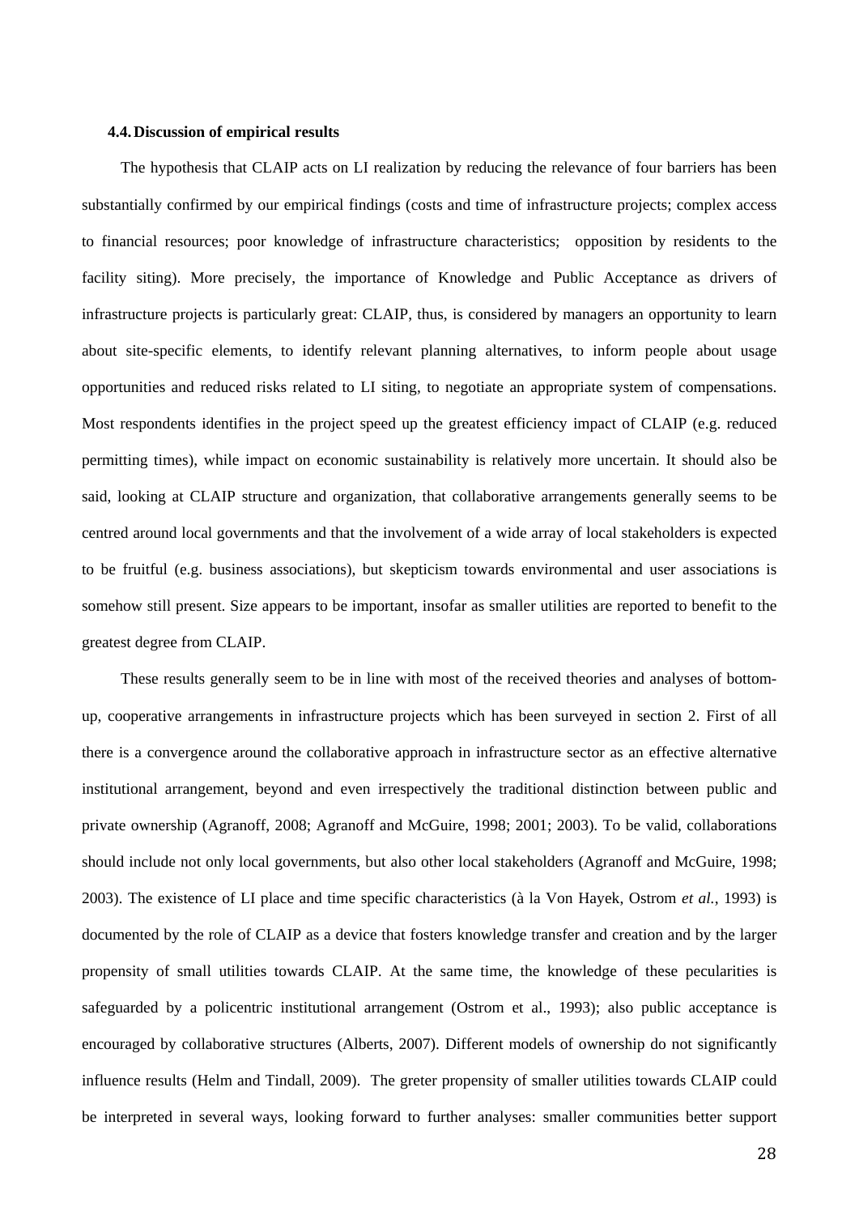### 4.4. Discussion of empirical results

The hypothesis that CLAIP acts on LI realization by reducing the relevance of four barriers has been substantially confirmed by our empirical findings (costs and time of infrastructure projects; complex access to financial resources; poor knowledge of infrastructure characteristics; opposition by residents to the facility siting). More precisely, the importance of Knowledge and Public Acceptance as drivers of infrastructure projects is particularly great: CLAIP, thus, is considered by managers an opportunity to learn about site-specific elements, to identify relevant planning alternatives, to inform people about usage opportunities and reduced risks related to LI siting, to negotiate an appropriate system of compensations. Most respondents identifies in the project speed up the greatest efficiency impact of CLAIP (e.g. reduced permitting times), while impact on economic sustainability is relatively more uncertain. It should also be said, looking at CLAIP structure and organization, that collaborative arrangements generally seems to be centred around local governments and that the involvement of a wide array of local stakeholders is expected to be fruitful (e.g. business associations), but skepticism towards environmental and user associations is somehow still present. Size appears to be important, insofar as smaller utilities are reported to benefit to the greatest degree from CLAIP.

These results generally seem to be in line with most of the received theories and analyses of bottom-up, cooperative arrangements in infrastructure projects which has been surveyed in section 2. First of all there is a convergence around the collaborative approach in infrastructure sector as an effective alternative institutional arrangement, beyond and even irrespectively the traditional distinction between public and private ownership (Agranoff, 2008; Agranoff and McGuire, 1998; 2001; 2003). To be valid, collaborations should include not only local governments, but also other local stakeholders (Agranoff and McGuire, 1998; 2003). The existence of LI place and time specific characteristics (à la Von Hayek, Ostrom *et al.*, 1993) is documented by the role of CLAIP as a device that fosters knowledge transfer and creation and by the larger propensity of small utilities towards CLAIP. At the same time, the knowledge of these pecularities is safeguarded by a policentric institutional arrangement (Ostrom et al., 1993); also public acceptance is encouraged by collaborative structures (Alberts, 2007). Different models of ownership do not significantly influence results (Helm and Tindall, 2009). The greter propensity of smaller utilities towards CLAIP could be interpreted in several ways, looking forward to further analyses: smaller communities better support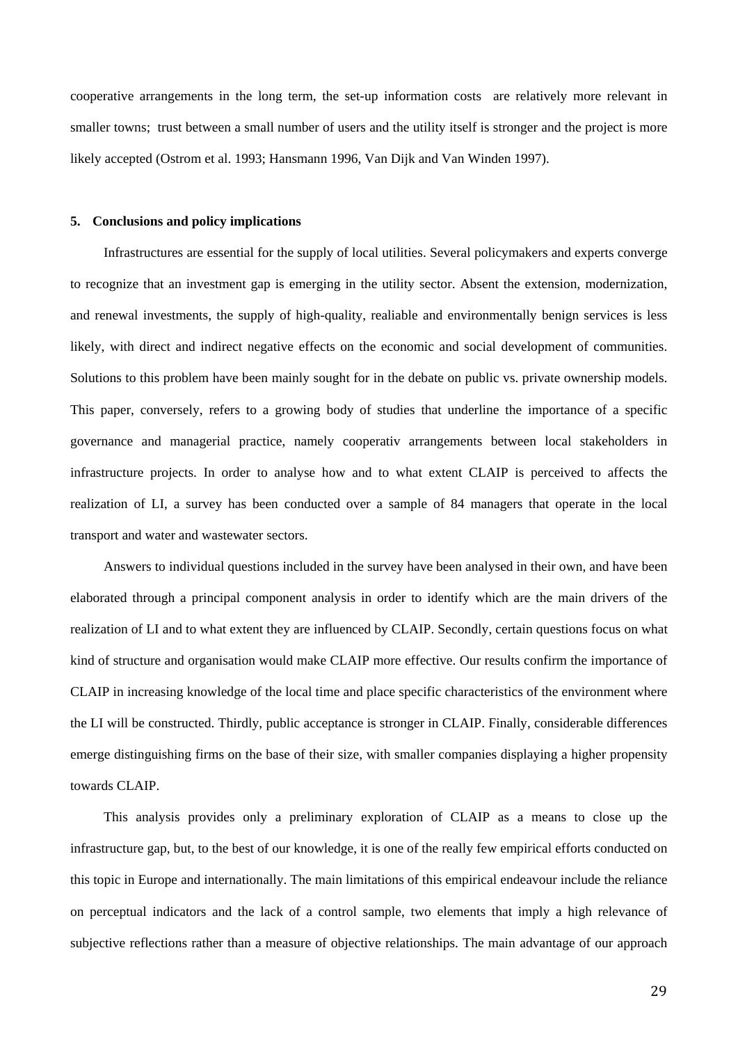cooperative arrangements in the long term, the set-up information costs are relatively more relevant in smaller towns; trust between a small number of users and the utility itself is stronger and the project is more likely accepted (Ostrom et al. 1993; Hansmann 1996, Van Dijk and Van Winden 1997).

## 5. Conclusions and policy implications

Infrastructures are essential for the supply of local utilities. Several policymakers and experts converge to recognize that an investment gap is emerging in the utility sector. Absent the extension, modernization, and renewal investments, the supply of high-quality, realiable and environmentally benign services is less likely, with direct and indirect negative effects on the economic and social development of communities. Solutions to this problem have been mainly sought for in the debate on public vs. private ownership models. This paper, conversely, refers to a growing body of studies that underline the importance of a specific governance and managerial practice, namely cooperativ arrangements between local stakeholders in infrastructure projects. In order to analyse how and to what extent CLAIP is perceived to affects the realization of LI, a survey has been conducted over a sample of 84 managers that operate in the local transport and water and wastewater sectors.

Answers to individual questions included in the survey have been analysed in their own, and have been elaborated through a principal component analysis in order to identify which are the main drivers of the realization of LI and to what extent they are influenced by CLAIP. Secondly, certain questions focus on what kind of structure and organisation would make CLAIP more effective. Our results confirm the importance of CLAIP in increasing knowledge of the local time and place specific characteristics of the environment where the LI will be constructed. Thirdly, public acceptance is stronger in CLAIP. Finally, considerable differences emerge distinguishing firms on the base of their size, with smaller companies displaying a higher propensity towards CLAIP.

This analysis provides only a preliminary exploration of CLAIP as a means to close up the infrastructure gap, but, to the best of our knowledge, it is one of the really few empirical efforts conducted on this topic in Europe and internationally. The main limitations of this empirical endeavour include the reliance on perceptual indicators and the lack of a control sample, two elements that imply a high relevance of subjective reflections rather than a measure of objective relationships. The main advantage of our approach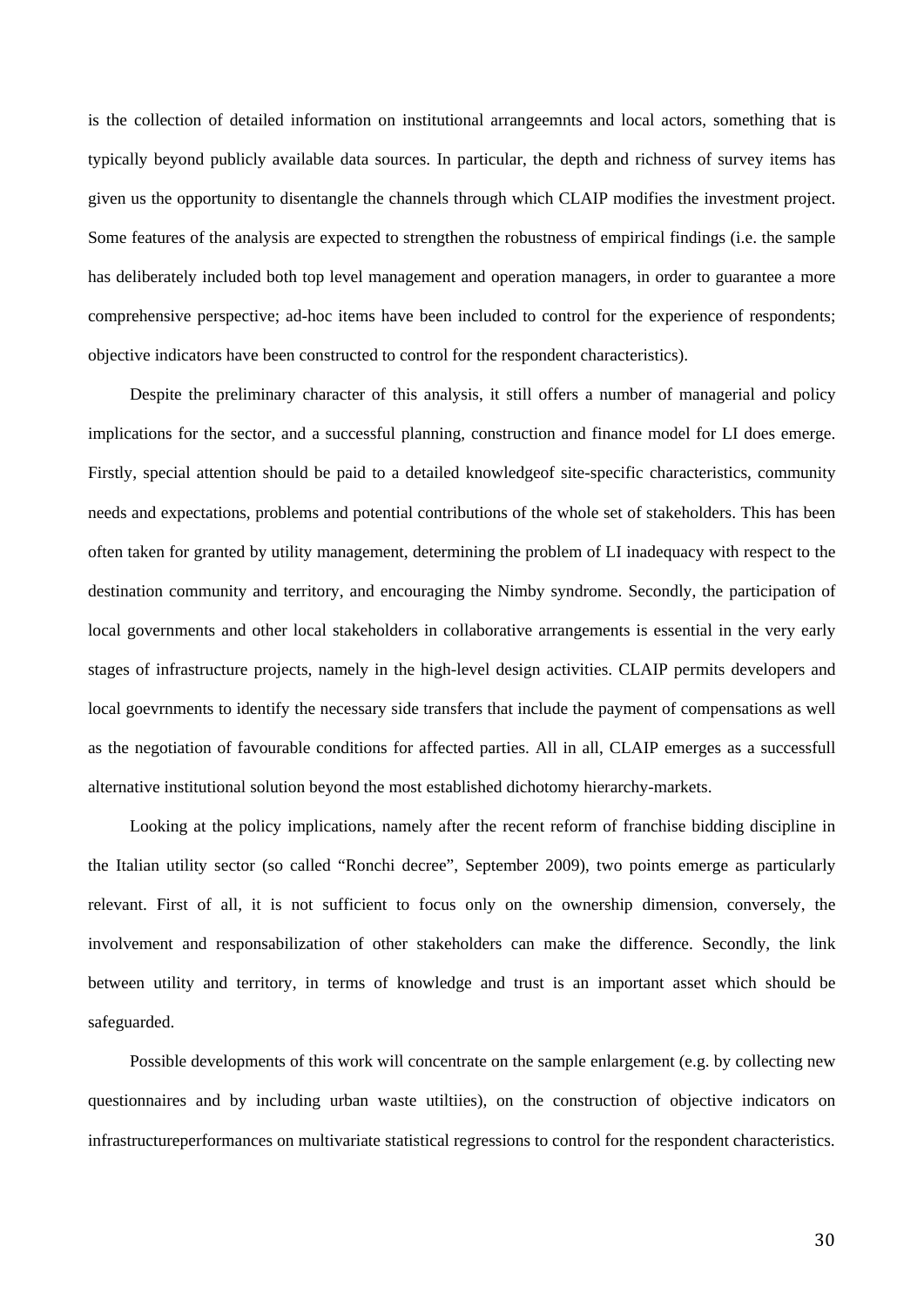is the collection of detailed information on institutional arrangeemnts and local actors, something that is typically beyond publicly available data sources. In particular, the depth and richness of survey items has given us the opportunity to disentangle the channels through which CLAIP modifies the investment project. Some features of the analysis are expected to strengthen the robustness of empirical findings (i.e. the sample has deliberately included both top level management and operation managers, in order to guarantee a more comprehensive perspective; ad-hoc items have been included to control for the experience of respondents; objective indicators have been constructed to control for the respondent characteristics).

Despite the preliminary character of this analysis, it still offers a number of managerial and policy implications for the sector, and a successful planning, construction and finance model for LI does emerge. Firstly, special attention should be paid to a detailed knowledgeof site-specific characteristics, community needs and expectations, problems and potential contributions of the whole set of stakeholders. This has been often taken for granted by utility management, determining the problem of LI inadequacy with respect to the destination community and territory, and encouraging the Nimby syndrome. Secondly, the participation of local governments and other local stakeholders in collaborative arrangements is essential in the very early stages of infrastructure projects, namely in the high-level design activities. CLAIP permits developers and local goevrnments to identify the necessary side transfers that include the payment of compensations as well as the negotiation of favourable conditions for affected parties. All in all, CLAIP emerges as a successfull alternative institutional solution beyond the most established dichotomy hierarchy-markets.

Looking at the policy implications, namely after the recent reform of franchise bidding discipline in the Italian utility sector (so called "Ronchi decree", September 2009), two points emerge as particularly relevant. First of all, it is not sufficient to focus only on the ownership dimension, conversely, the involvement and responsabilization of other stakeholders can make the difference. Secondly, the link between utility and territory, in terms of knowledge and trust is an important asset which should be safeguarded.

Possible developments of this work will concentrate on the sample enlargement (e.g. by collecting new questionnaires and by including urban waste utiltiies), on the construction of objective indicators on infrastructureperformances on multivariate statistical regressions to control for the respondent characteristics.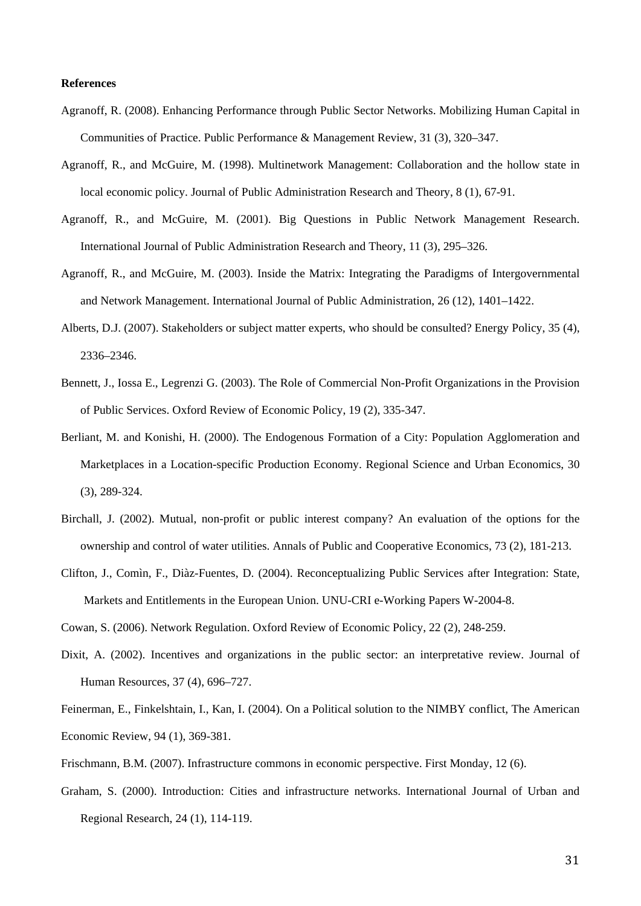**References**

Agranoff, R. (2008). Enhancing Performance through Public Sector Networks. Mobilizing Human Capital in Communities of Practice. Public Performance & Management Review, 31 (3), 320–347.

Agranoff, R., and McGuire, M. (1998). Multinetwork Management: Collaboration and the hollow state in local economic policy. Journal of Public Administration Research and Theory, 8 (1), 67-91.

Agranoff, R., and McGuire, M. (2001). Big Questions in Public Network Management Research. International Journal of Public Administration Research and Theory, 11 (3), 295–326.

Agranoff, R., and McGuire, M. (2003). Inside the Matrix: Integrating the Paradigms of Intergovernmental and Network Management. International Journal of Public Administration, 26 (12), 1401–1422.

Alberts, D.J. (2007). Stakeholders or subject matter experts, who should be consulted? Energy Policy, 35 (4), 2336–2346.

Bennett, J., Iossa E., Legrenzi G. (2003). The Role of Commercial Non-Profit Organizations in the Provision of Public Services. Oxford Review of Economic Policy, 19 (2), 335-347.

Berliant, M. and Konishi, H. (2000). The Endogenous Formation of a City: Population Agglomeration and Marketplaces in a Location-specific Production Economy. Regional Science and Urban Economics, 30 (3), 289-324.

Birchall, J. (2002). Mutual, non-profit or public interest company? An evaluation of the options for the ownership and control of water utilities. Annals of Public and Cooperative Economics, 73 (2), 181-213.

Clifton, J., Comìn, F., Diàz-Fuentes, D. (2004). Reconceptualizing Public Services after Integration: State, Markets and Entitlements in the European Union. UNU-CRI e-Working Papers W-2004-8.

Cowan, S. (2006). Network Regulation. Oxford Review of Economic Policy, 22 (2), 248-259.

Dixit, A. (2002). Incentives and organizations in the public sector: an interpretative review. Journal of Human Resources, 37 (4), 696–727.

Feinerman, E., Finkelshtain, I., Kan, I. (2004). On a Political solution to the NIMBY conflict, The American Economic Review, 94 (1), 369-381.

Frischmann, B.M. (2007). Infrastructure commons in economic perspective. First Monday, 12 (6).

Graham, S. (2000). Introduction: Cities and infrastructure networks. International Journal of Urban and Regional Research, 24 (1), 114-119.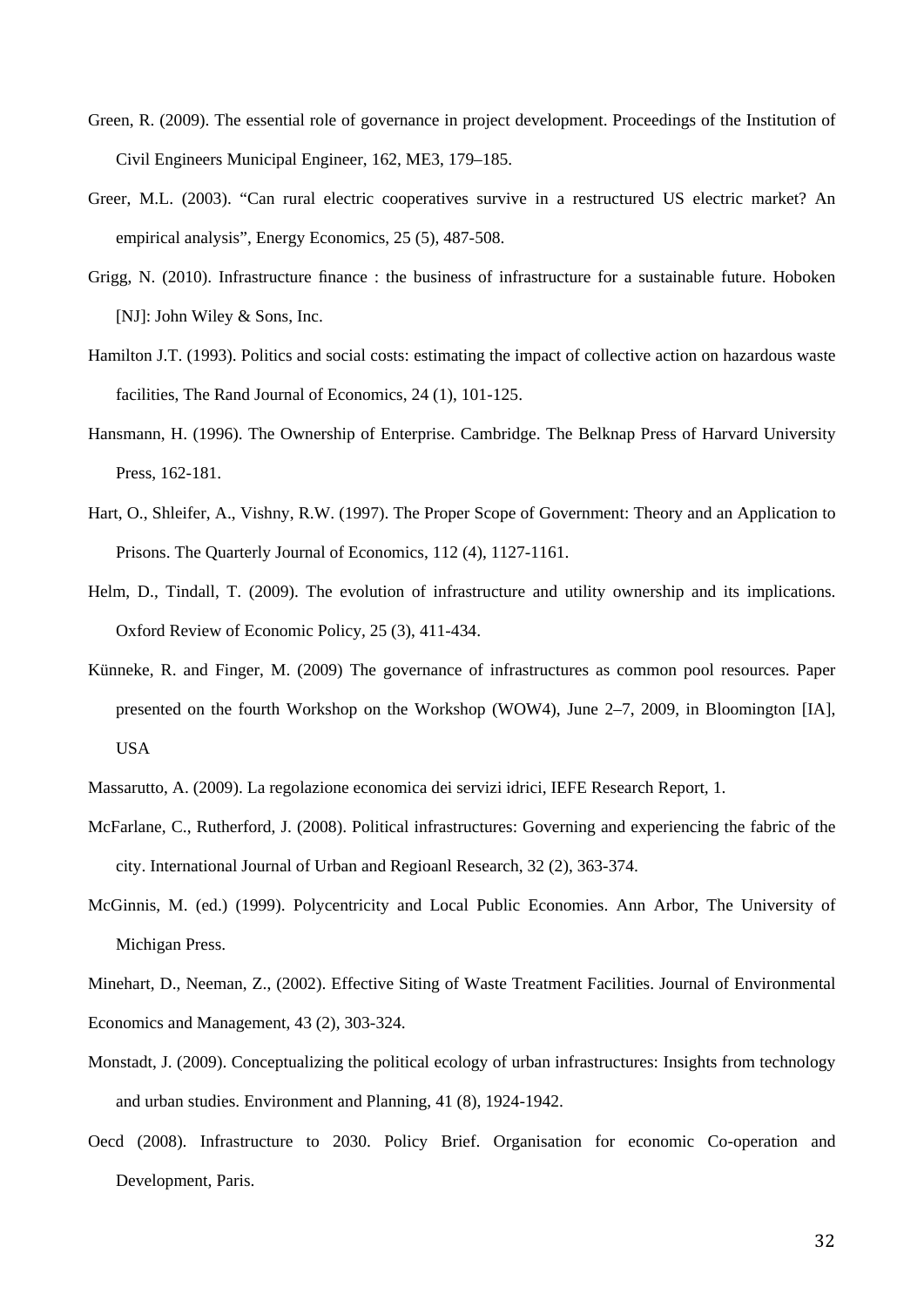Green, R. (2009). The essential role of governance in project development. Proceedings of the Institution of Civil Engineers Municipal Engineer, 162, ME3, 179–185.

Greer, M.L. (2003). "Can rural electric cooperatives survive in a restructured US electric market? An empirical analysis", Energy Economics, 25 (5), 487-508.

Grigg, N. (2010). Infrastructure finance : the business of infrastructure for a sustainable future. Hoboken [NJ]: John Wiley & Sons, Inc.

Hamilton J.T. (1993). Politics and social costs: estimating the impact of collective action on hazardous waste facilities, The Rand Journal of Economics, 24 (1), 101-125.

Hansmann, H. (1996). The Ownership of Enterprise. Cambridge. The Belknap Press of Harvard University Press, 162-181.

Hart, O., Shleifer, A., Vishny, R.W. (1997). The Proper Scope of Government: Theory and an Application to Prisons. The Quarterly Journal of Economics, 112 (4), 1127-1161.

Helm, D., Tindall, T. (2009). The evolution of infrastructure and utility ownership and its implications. Oxford Review of Economic Policy, 25 (3), 411-434.

Künneke, R. and Finger, M. (2009) The governance of infrastructures as common pool resources. Paper presented on the fourth Workshop on the Workshop (WOW4), June 2–7, 2009, in Bloomington [IA], USA

Massarutto, A. (2009). La regolazione economica dei servizi idrici, IEFE Research Report, 1.

McFarlane, C., Rutherford, J. (2008). Political infrastructures: Governing and experiencing the fabric of the city. International Journal of Urban and Regioanl Research, 32 (2), 363-374.

McGinnis, M. (ed.) (1999). Polycentricity and Local Public Economies. Ann Arbor, The University of Michigan Press.

Minehart, D., Neeman, Z., (2002). Effective Siting of Waste Treatment Facilities. Journal of Environmental Economics and Management, 43 (2), 303-324.

Monstadt, J. (2009). Conceptualizing the political ecology of urban infrastructures: Insights from technology and urban studies. Environment and Planning, 41 (8), 1924-1942.

Oecd (2008). Infrastructure to 2030. Policy Brief. Organisation for economic Co-operation and Development, Paris.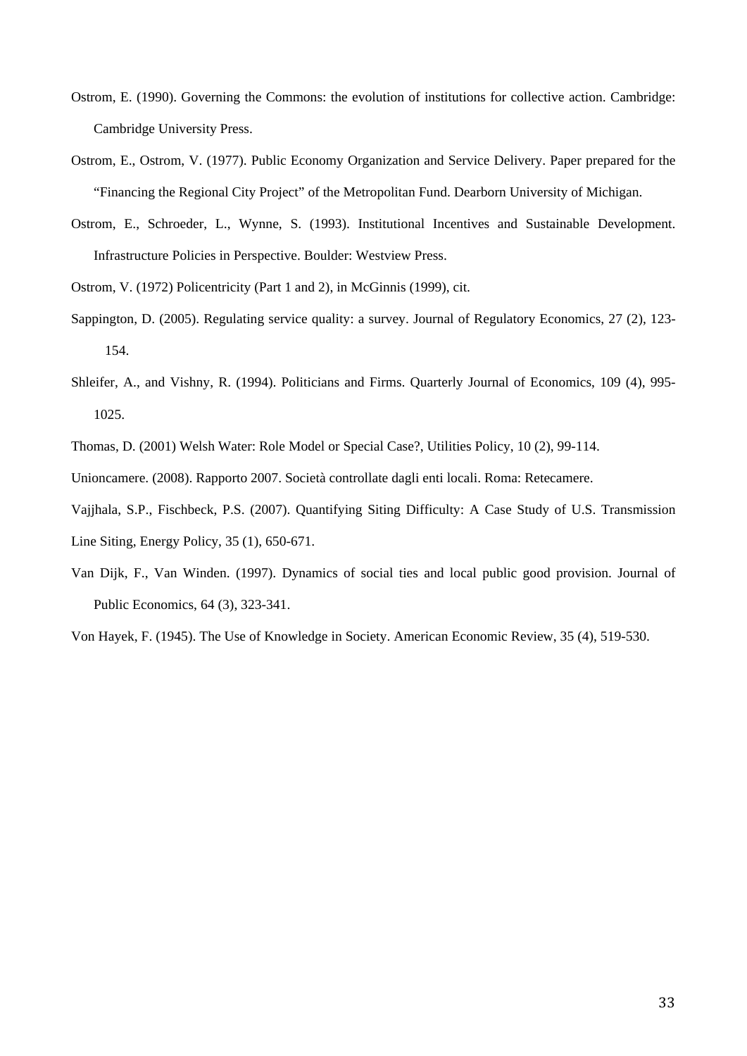Ostrom, E. (1990). Governing the Commons: the evolution of institutions for collective action. Cambridge: Cambridge University Press.

Ostrom, E., Ostrom, V. (1977). Public Economy Organization and Service Delivery. Paper prepared for the "Financing the Regional City Project" of the Metropolitan Fund. Dearborn University of Michigan.

Ostrom, E., Schroeder, L., Wynne, S. (1993). Institutional Incentives and Sustainable Development. Infrastructure Policies in Perspective. Boulder: Westview Press.

Ostrom, V. (1972) Policentricity (Part 1 and 2), in McGinnis (1999), cit.

Sappington, D. (2005). Regulating service quality: a survey. Journal of Regulatory Economics, 27 (2), 123-154.

Shleifer, A., and Vishny, R. (1994). Politicians and Firms. Quarterly Journal of Economics, 109 (4), 995-1025.

Thomas, D. (2001) Welsh Water: Role Model or Special Case?, Utilities Policy, 10 (2), 99-114.

Unioncamere. (2008). Rapporto 2007. Società controllate dagli enti locali. Roma: Retecamere.

Vajjhala, S.P., Fischbeck, P.S. (2007). Quantifying Siting Difficulty: A Case Study of U.S. Transmission Line Siting, Energy Policy, 35 (1), 650-671.

Van Dijk, F., Van Winden. (1997). Dynamics of social ties and local public good provision. Journal of Public Economics, 64 (3), 323-341.

Von Hayek, F. (1945). The Use of Knowledge in Society. American Economic Review, 35 (4), 519-530.